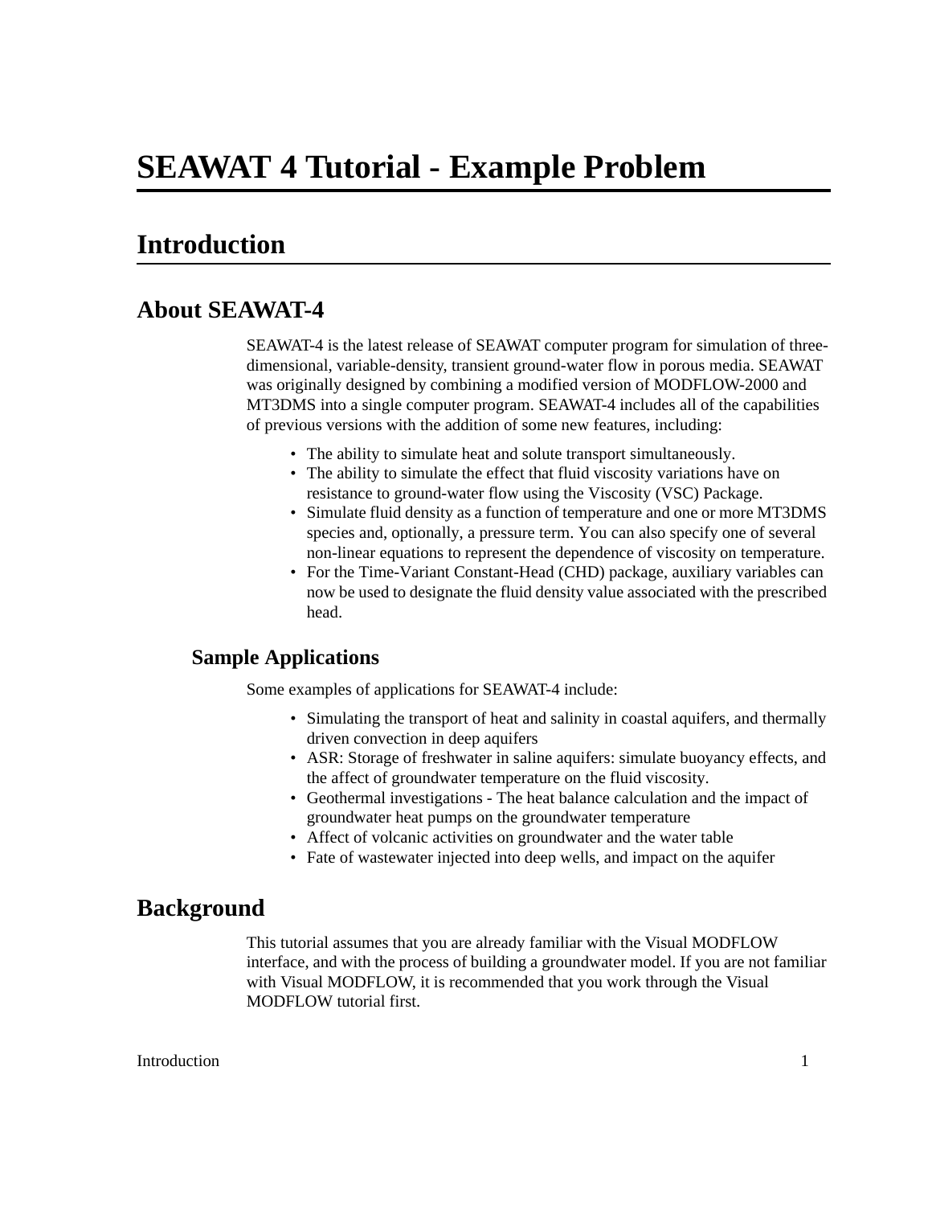# SEAWAT 4 Tutorial - Example Problem

## Introduction

### About SEAWAT-4

SEAWAT-4 is the latest release of SEAWAT computer program for simulation of three-dimensional, variable-density, transient ground-water flow in porous media. SEAWAT was originally designed by combining a modified version of MODFLOW-2000 and MT3DMS into a single computer program. SEAWAT-4 includes all of the capabilities of previous versions with the addition of some new features, including:

- The ability to simulate heat and solute transport simultaneously.
- The ability to simulate the effect that fluid viscosity variations have on resistance to ground-water flow using the Viscosity (VSC) Package.
- Simulate fluid density as a function of temperature and one or more MT3DMS species and, optionally, a pressure term. You can also specify one of several non-linear equations to represent the dependence of viscosity on temperature.
- For the Time-Variant Constant-Head (CHD) package, auxiliary variables can now be used to designate the fluid density value associated with the prescribed head.

#### Sample Applications

Some examples of applications for SEAWAT-4 include:

- Simulating the transport of heat and salinity in coastal aquifers, and thermally driven convection in deep aquifers
- ASR: Storage of freshwater in saline aquifers: simulate buoyancy effects, and the affect of groundwater temperature on the fluid viscosity.
- Geothermal investigations - The heat balance calculation and the impact of groundwater heat pumps on the groundwater temperature
- Affect of volcanic activities on groundwater and the water table
- Fate of wastewater injected into deep wells, and impact on the aquifer

### Background

This tutorial assumes that you are already familiar with the Visual MODFLOW interface, and with the process of building a groundwater model. If you are not familiar with Visual MODFLOW, it is recommended that you work through the Visual MODFLOW tutorial first.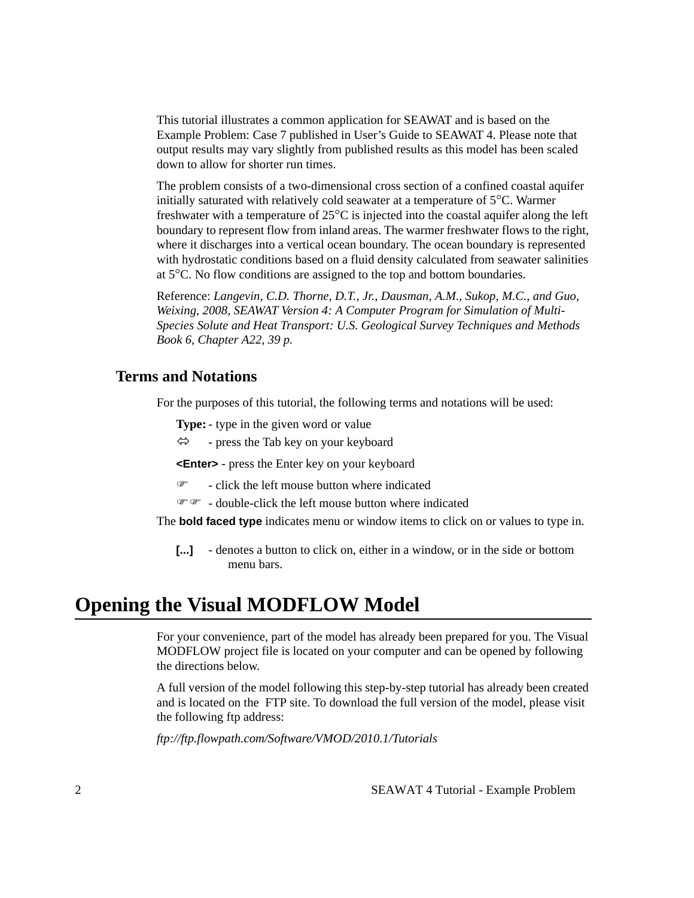This tutorial illustrates a common application for SEAWAT and is based on the Example Problem: Case 7 published in User's Guide to SEAWAT 4. Please note that output results may vary slightly from published results as this model has been scaled down to allow for shorter run times.

The problem consists of a two-dimensional cross section of a confined coastal aquifer initially saturated with relatively cold seawater at a temperature of 5°C. Warmer freshwater with a temperature of 25°C is injected into the coastal aquifer along the left boundary to represent flow from inland areas. The warmer freshwater flows to the right, where it discharges into a vertical ocean boundary. The ocean boundary is represented with hydrostatic conditions based on a fluid density calculated from seawater salinities at 5°C. No flow conditions are assigned to the top and bottom boundaries.

Reference: *Langevin, C.D. Thorne, D.T., Jr., Dausman, A.M., Sukop, M.C., and Guo, Weixing, 2008, SEAWAT Version 4: A Computer Program for Simulation of Multi-Species Solute and Heat Transport: U.S. Geological Survey Techniques and Methods Book 6, Chapter A22, 39 p.*

## Terms and Notations

For the purposes of this tutorial, the following terms and notations will be used:

- **Type:** - type in the given word or value
- ⇔ - press the Tab key on your keyboard
- **<Enter>** - press the Enter key on your keyboard
- ☞ - click the left mouse button where indicated
- ☞☞ - double-click the left mouse button where indicated

The **bold faced type** indicates menu or window items to click on or values to type in.

- **[...]** - denotes a button to click on, either in a window, or in the side or bottom menu bars.

# Opening the Visual MODFLOW Model

For your convenience, part of the model has already been prepared for you. The Visual MODFLOW project file is located on your computer and can be opened by following the directions below.

A full version of the model following this step-by-step tutorial has already been created and is located on the FTP site. To download the full version of the model, please visit the following ftp address:

*ftp://ftp.flowpath.com/Software/VMOD/2010.1/Tutorials*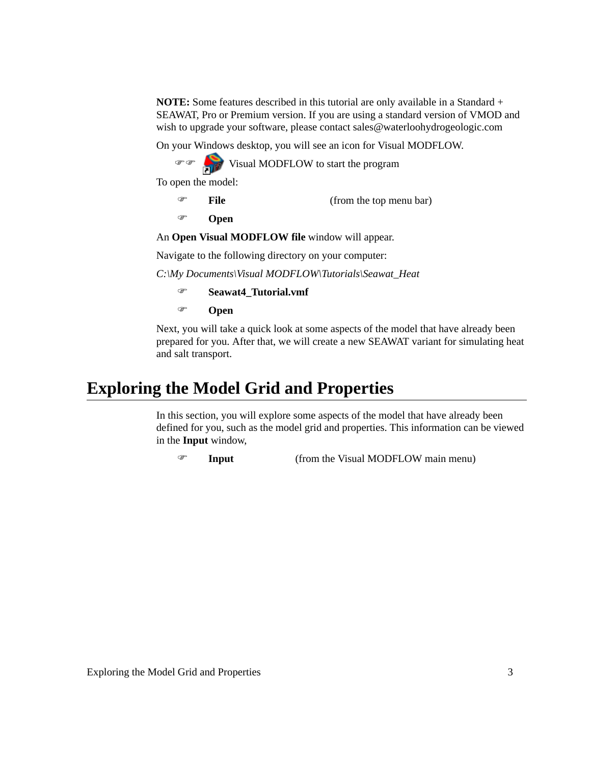**NOTE:** Some features described in this tutorial are only available in a Standard + SEAWAT, Pro or Premium version. If you are using a standard version of VMOD and wish to upgrade your software, please contact sales@waterloohydrogeologic.com

On your Windows desktop, you will see an icon for Visual MODFLOW.

- ☞☞ Visual MODFLOW to start the program

To open the model:

- ☞ **File** (from the top menu bar)
- ☞ **Open**

An **Open Visual MODFLOW file** window will appear.

Navigate to the following directory on your computer:

*C:\My Documents\Visual MODFLOW\Tutorials\Seawat_Heat*

- ☞ **Seawat4_Tutorial.vmf**
- ☞ **Open**

Next, you will take a quick look at some aspects of the model that have already been prepared for you. After that, we will create a new SEAWAT variant for simulating heat and salt transport.

# Exploring the Model Grid and Properties

In this section, you will explore some aspects of the model that have already been defined for you, such as the model grid and properties. This information can be viewed in the **Input** window,

- ☞ **Input** (from the Visual MODFLOW main menu)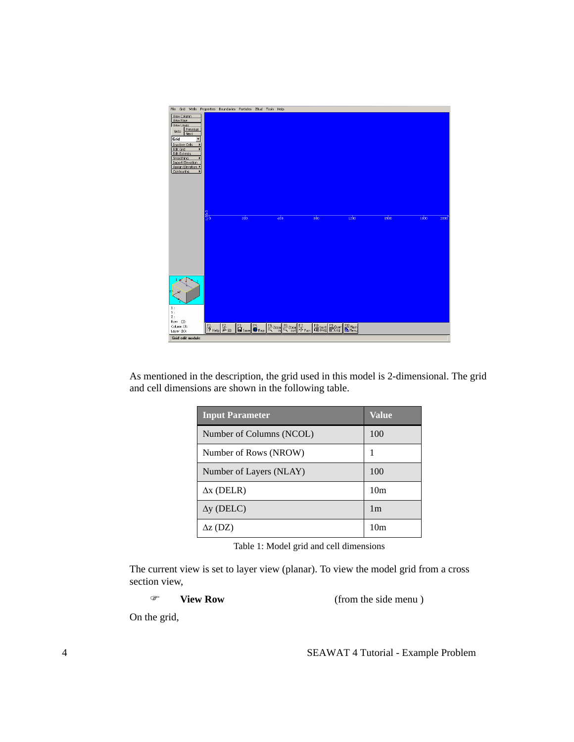As mentioned in the description, the grid used in this model is 2-dimensional. The grid and cell dimensions are shown in the following table.

| Input Parameter | Value |
| --- | --- |
| Number of Columns (NCOL) | 100 |
| Number of Rows (NROW) | 1 |
| Number of Layers (NLAY) | 100 |
| $\Delta$x (DELR) | 10m |
| $\Delta$y (DELC) | 1m |
| $\Delta$z (DZ) | 10m |

Table 1: Model grid and cell dimensions

The current view is set to layer view (planar). To view the model grid from a cross section view,

☞ **View Row** (from the side menu )

On the grid,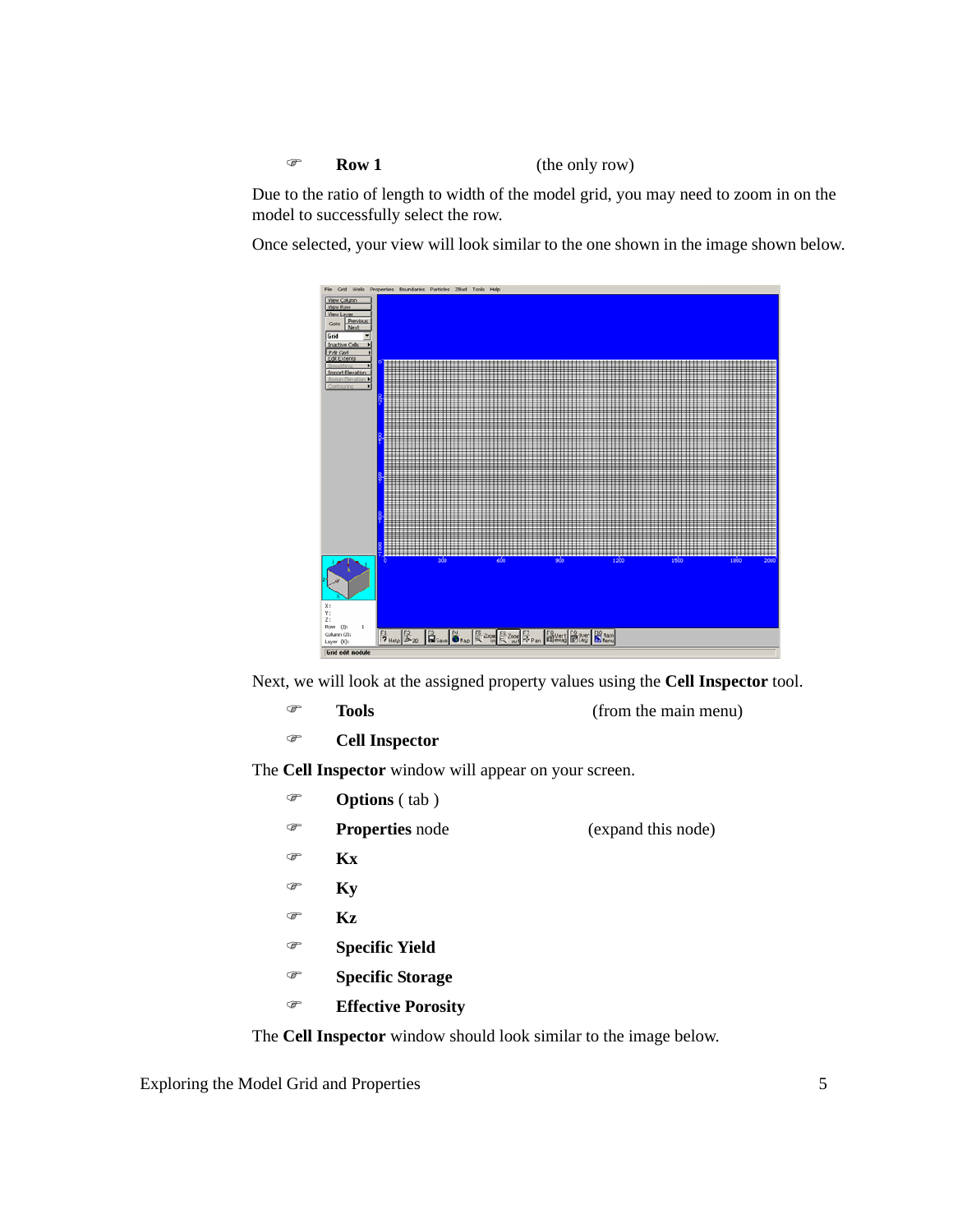☞ **Row 1** (the only row)

Due to the ratio of length to width of the model grid, you may need to zoom in on the model to successfully select the row.

Once selected, your view will look similar to the one shown in the image shown below.

Next, we will look at the assigned property values using the **Cell Inspector** tool.

☞ **Tools** (from the main menu)

☞ **Cell Inspector**

The **Cell Inspector** window will appear on your screen.

☞ **Options** ( tab )

☞ **Properties** node (expand this node)

☞ **Kx**

☞ **Ky**

☞ **Kz**

☞ **Specific Yield**

☞ **Specific Storage**

☞ **Effective Porosity**

The **Cell Inspector** window should look similar to the image below.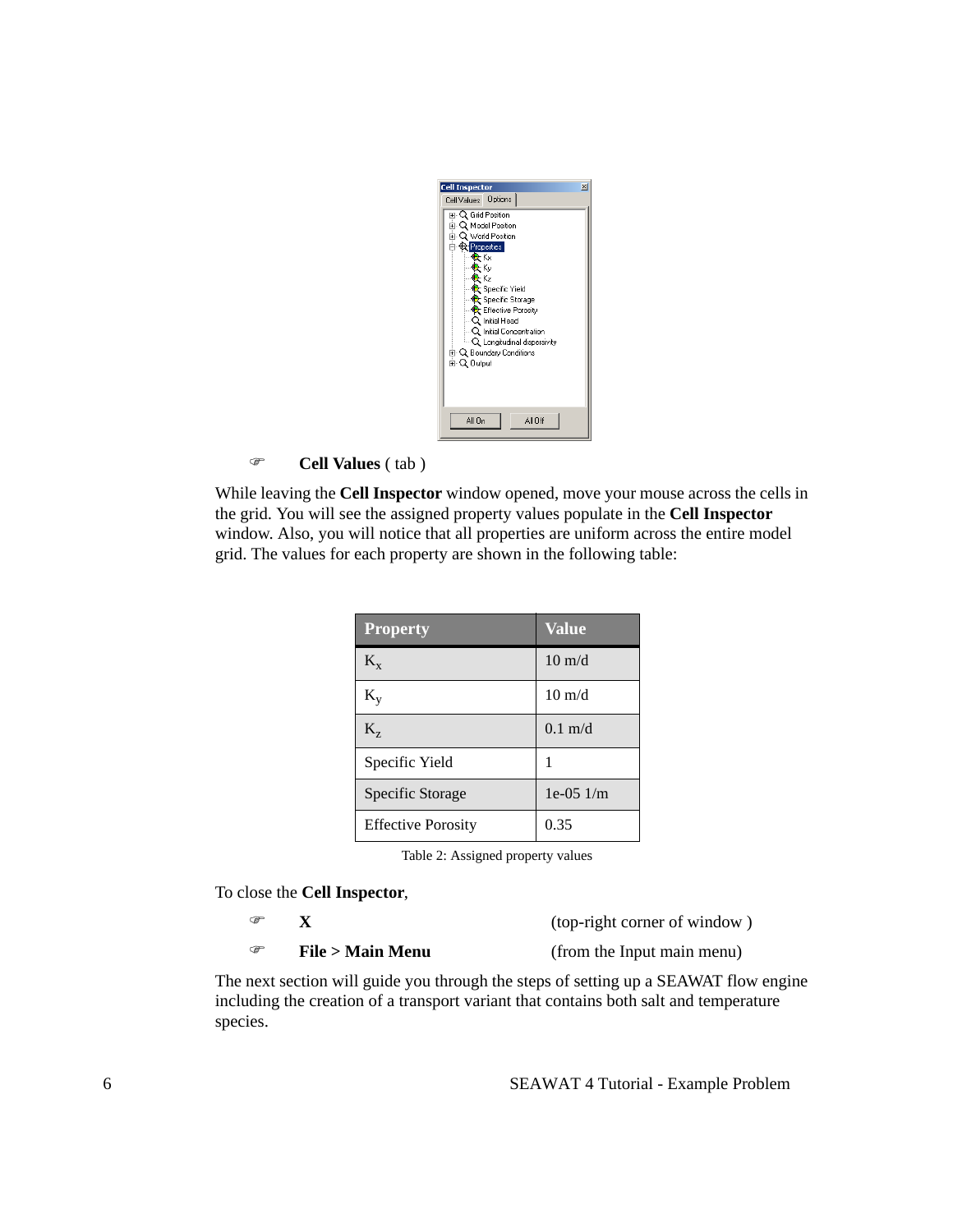☞ **Cell Values** ( tab )

While leaving the **Cell Inspector** window opened, move your mouse across the cells in the grid. You will see the assigned property values populate in the **Cell Inspector** window. Also, you will notice that all properties are uniform across the entire model grid. The values for each property are shown in the following table:

| Property | Value |
|---|---|
| $K_x$ | 10 m/d |
| $K_y$ | 10 m/d |
| $K_z$ | 0.1 m/d |
| Specific Yield | 1 |
| Specific Storage | 1e-05 1/m |
| Effective Porosity | 0.35 |

Table 2: Assigned property values

To close the **Cell Inspector**,

☞ **X** (top-right corner of window )

☞ **File > Main Menu** (from the Input main menu)

The next section will guide you through the steps of setting up a SEAWAT flow engine including the creation of a transport variant that contains both salt and temperature species.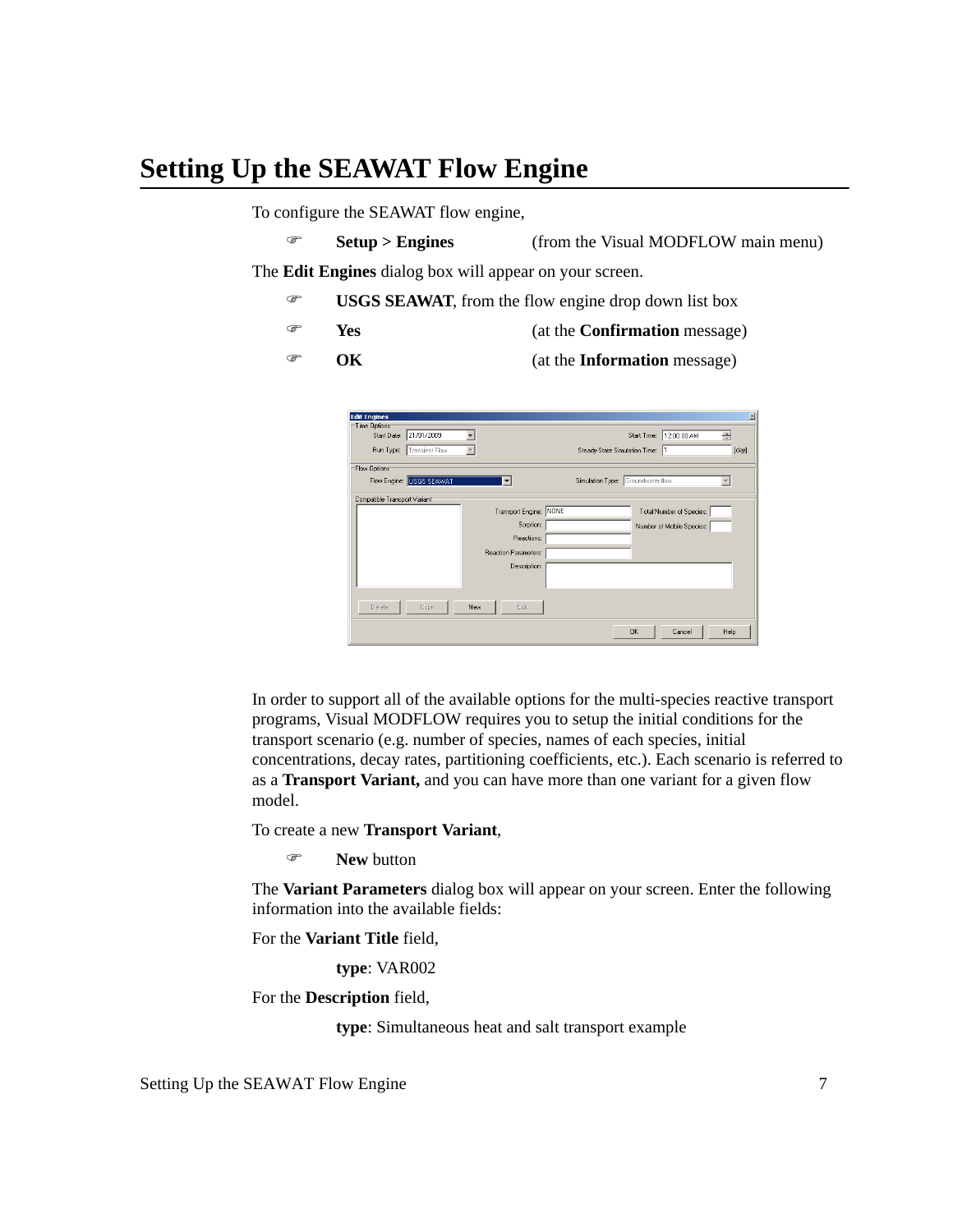# Setting Up the SEAWAT Flow Engine

To configure the SEAWAT flow engine,

- **Setup > Engines** (from the Visual MODFLOW main menu)

The **Edit Engines** dialog box will appear on your screen.

- **USGS SEAWAT**, from the flow engine drop down list box
- **Yes** (at the **Confirmation** message)
- **OK** (at the **Information** message)

In order to support all of the available options for the multi-species reactive transport programs, Visual MODFLOW requires you to setup the initial conditions for the transport scenario (e.g. number of species, names of each species, initial concentrations, decay rates, partitioning coefficients, etc.). Each scenario is referred to as a **Transport Variant,** and you can have more than one variant for a given flow model.

To create a new **Transport Variant**,

- **New** button

The **Variant Parameters** dialog box will appear on your screen. Enter the following information into the available fields:

For the **Variant Title** field,

**type**: VAR002

For the **Description** field,

**type**: Simultaneous heat and salt transport example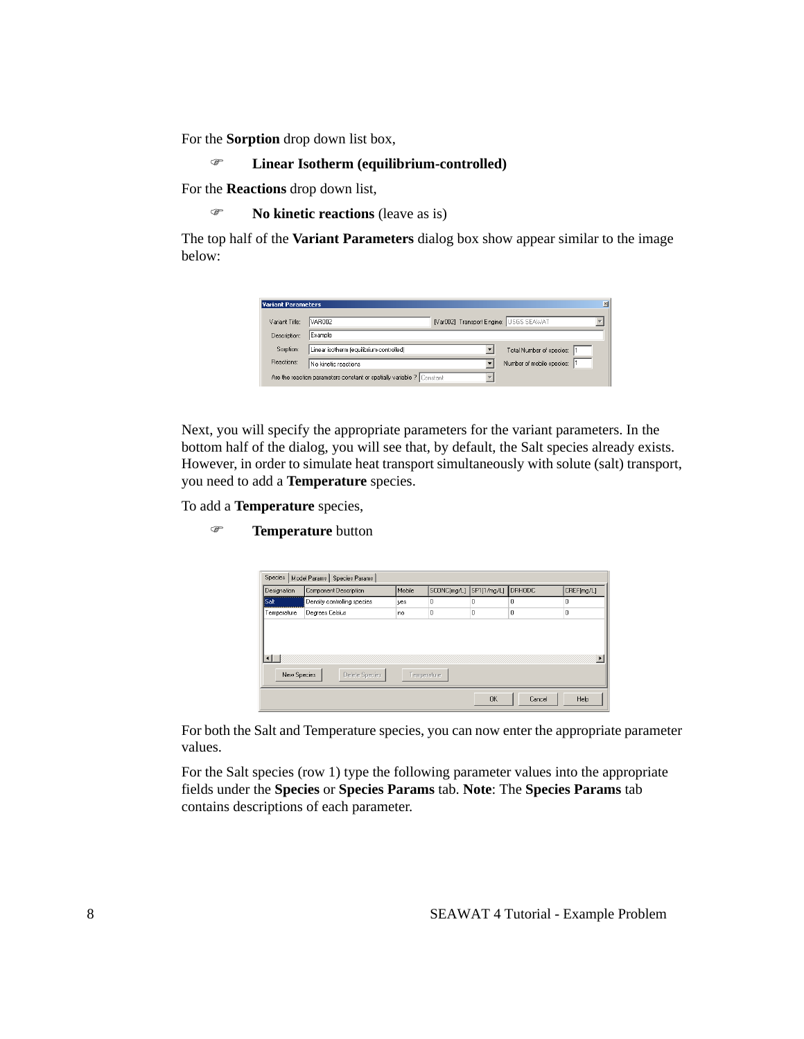For the **Sorption** drop down list box,

☞ **Linear Isotherm (equilibrium-controlled)**

For the **Reactions** drop down list,

☞ **No kinetic reactions** (leave as is)

The top half of the **Variant Parameters** dialog box show appear similar to the image below:

Next, you will specify the appropriate parameters for the variant parameters. In the bottom half of the dialog, you will see that, by default, the Salt species already exists. However, in order to simulate heat transport simultaneously with solute (salt) transport, you need to add a **Temperature** species.

To add a **Temperature** species,

☞ **Temperature** button

For both the Salt and Temperature species, you can now enter the appropriate parameter values.

For the Salt species (row 1) type the following parameter values into the appropriate fields under the **Species** or **Species Params** tab. **Note**: The **Species Params** tab contains descriptions of each parameter.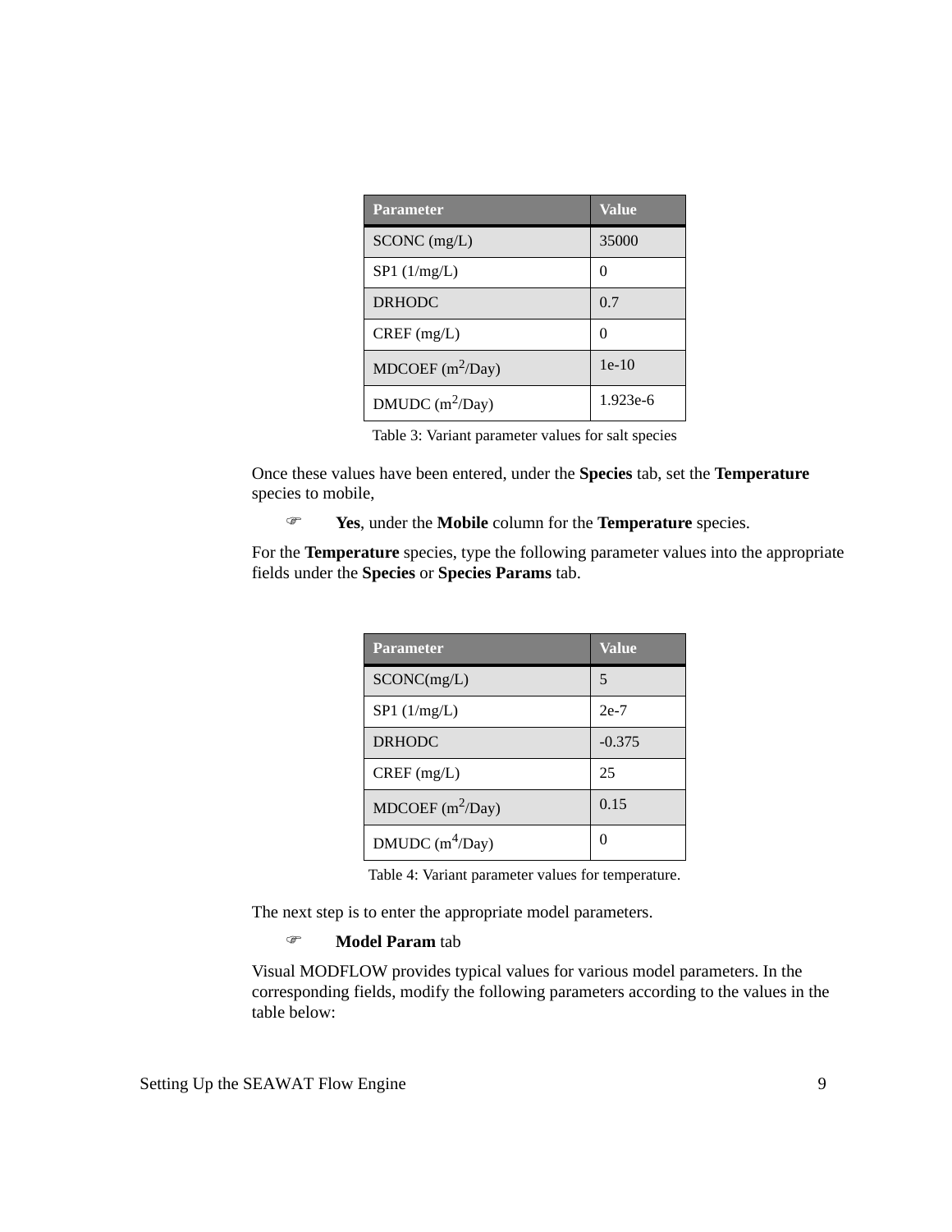| Parameter | Value |
|---|---|
| SCONC (mg/L) | 35000 |
| SP1 (1/mg/L) | 0 |
| DRHODC | 0.7 |
| CREF (mg/L) | 0 |
| MDCOEF ($m^2$/Day) | 1e-10 |
| DMUDC ($m^2$/Day) | 1.923e-6 |

Table 3: Variant parameter values for salt species

Once these values have been entered, under the **Species** tab, set the **Temperature** species to mobile,

- **Yes**, under the **Mobile** column for the **Temperature** species.

For the **Temperature** species, type the following parameter values into the appropriate fields under the **Species** or **Species Params** tab.

| Parameter | Value |
|---|---|
| SCONC(mg/L) | 5 |
| SP1 (1/mg/L) | 2e-7 |
| DRHODC | -0.375 |
| CREF (mg/L) | 25 |
| MDCOEF ($m^2$/Day) | 0.15 |
| DMUDC ($m^4$/Day) | 0 |

Table 4: Variant parameter values for temperature.

The next step is to enter the appropriate model parameters.

- **Model Param** tab

Visual MODFLOW provides typical values for various model parameters. In the corresponding fields, modify the following parameters according to the values in the table below: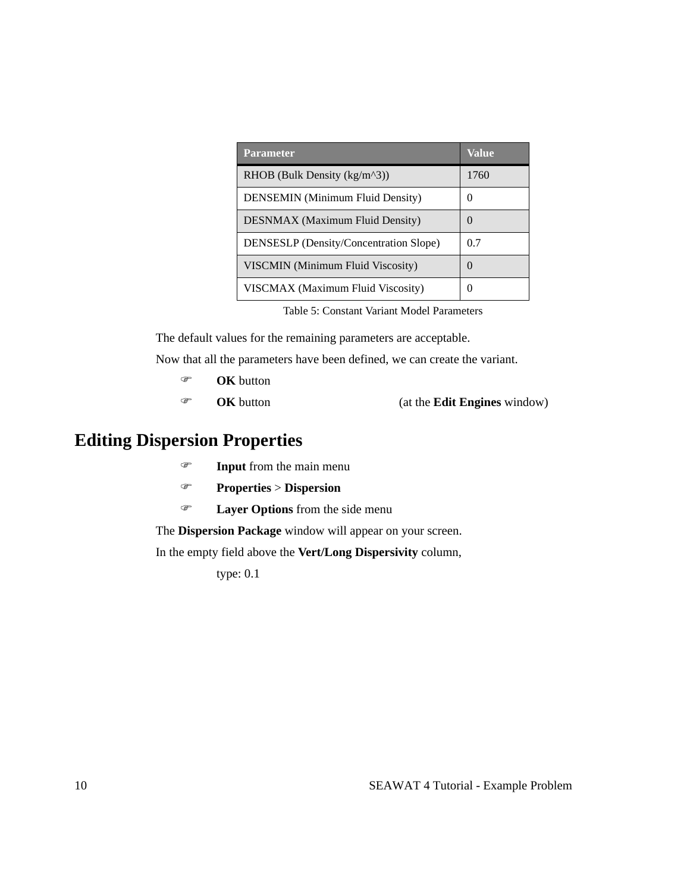| Parameter | Value |
| --- | --- |
| RHOB (Bulk Density (kg/m^3)) | 1760 |
| DENSEMIN (Minimum Fluid Density) | 0 |
| DESNMAX (Maximum Fluid Density) | 0 |
| DENSESLP (Density/Concentration Slope) | 0.7 |
| VISCMIN (Minimum Fluid Viscosity) | 0 |
| VISCMAX (Maximum Fluid Viscosity) | 0 |

Table 5: Constant Variant Model Parameters

The default values for the remaining parameters are acceptable.

Now that all the parameters have been defined, we can create the variant.

- **OK** button
- **OK** button (at the **Edit Engines** window)

## Editing Dispersion Properties

- **Input** from the main menu
- **Properties** > **Dispersion**
- **Layer Options** from the side menu

The **Dispersion Package** window will appear on your screen.

In the empty field above the **Vert/Long Dispersivity** column,

type: 0.1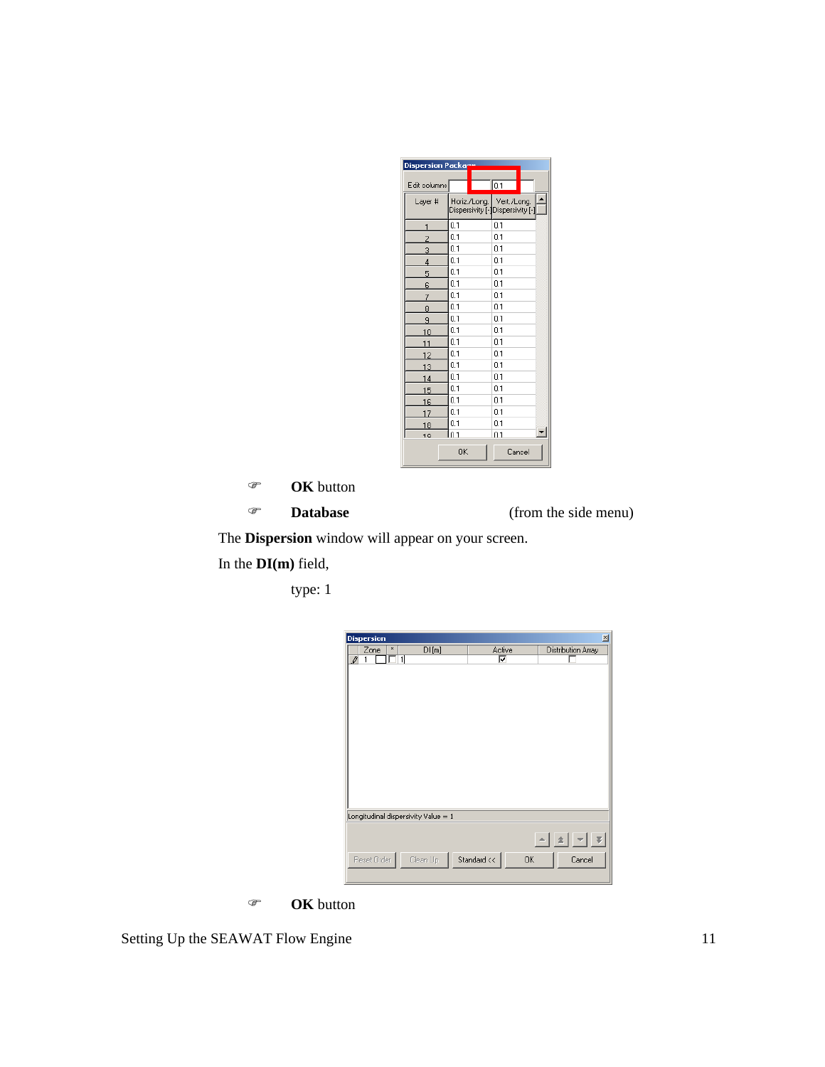- **OK** button
- **Database** (from the side menu)

The **Dispersion** window will appear on your screen.

In the **DI(m)** field,

type: 1

- **OK** button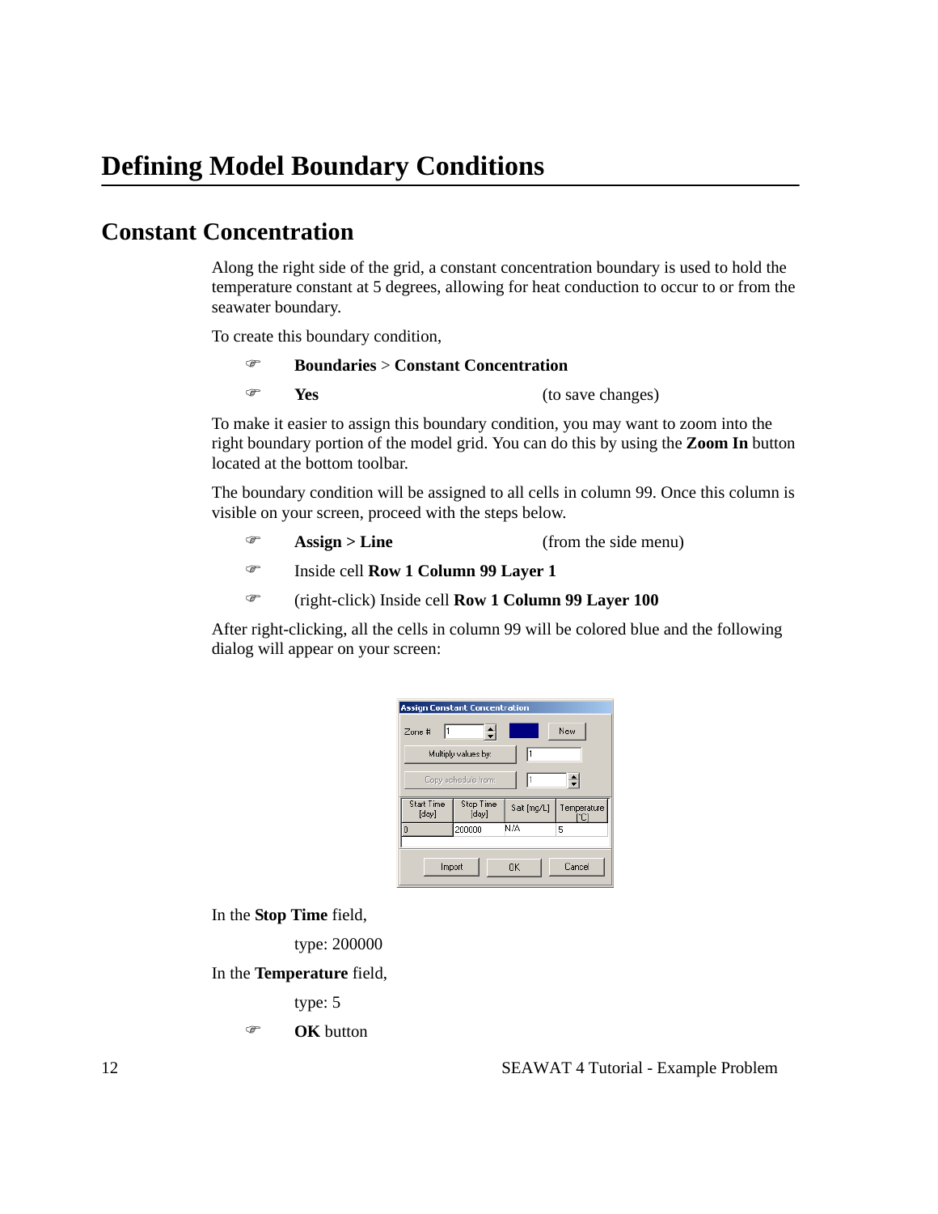# Defining Model Boundary Conditions

## Constant Concentration

Along the right side of the grid, a constant concentration boundary is used to hold the temperature constant at 5 degrees, allowing for heat conduction to occur to or from the seawater boundary.

To create this boundary condition,

- **Boundaries** > **Constant Concentration**
- **Yes** (to save changes)

To make it easier to assign this boundary condition, you may want to zoom into the right boundary portion of the model grid. You can do this by using the **Zoom In** button located at the bottom toolbar.

The boundary condition will be assigned to all cells in column 99. Once this column is visible on your screen, proceed with the steps below.

- **Assign > Line** (from the side menu)
- Inside cell **Row 1 Column 99 Layer 1**
- (right-click) Inside cell **Row 1 Column 99 Layer 100**

After right-clicking, all the cells in column 99 will be colored blue and the following dialog will appear on your screen:

In the **Stop Time** field,

type: 200000

In the **Temperature** field,

type: 5

- **OK** button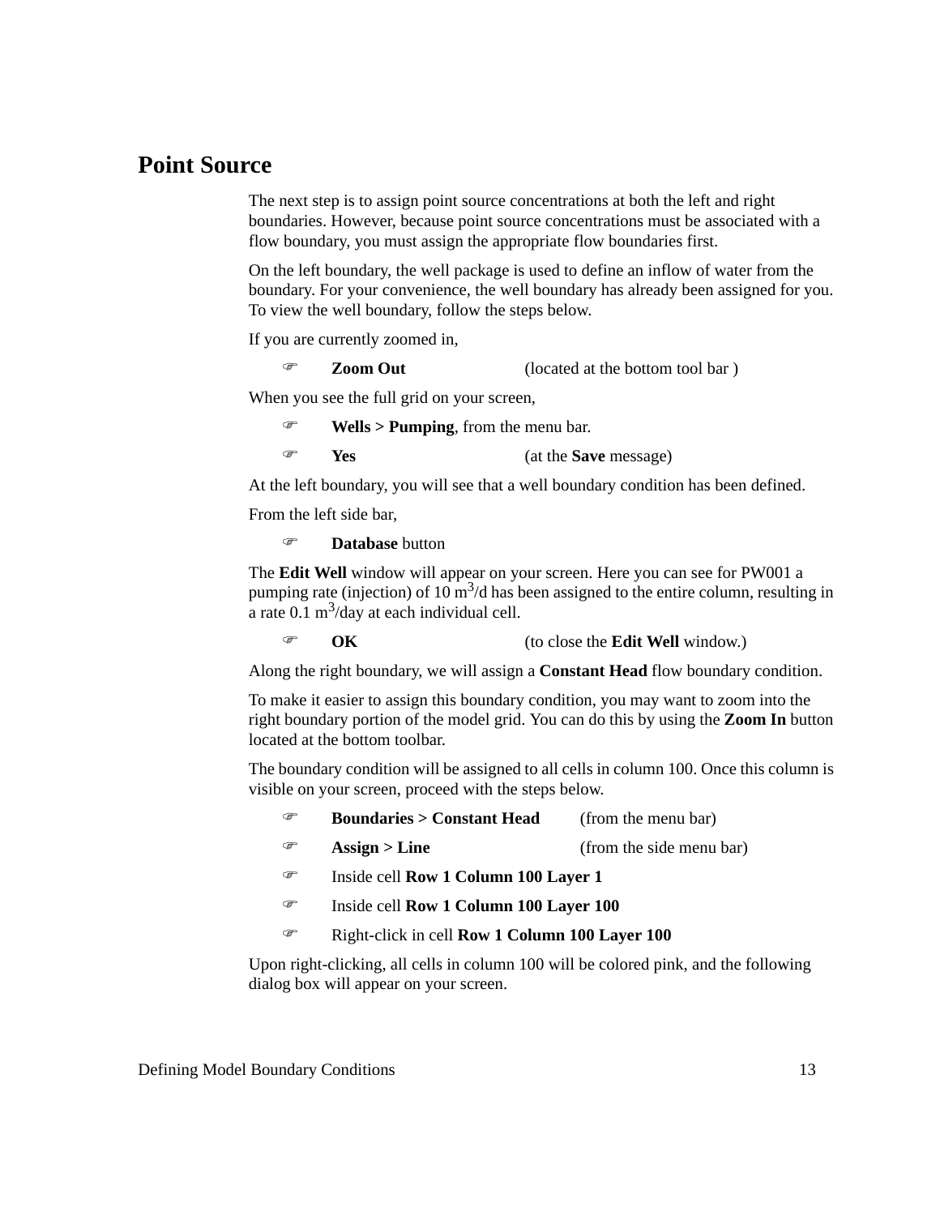## Point Source

The next step is to assign point source concentrations at both the left and right boundaries. However, because point source concentrations must be associated with a flow boundary, you must assign the appropriate flow boundaries first.

On the left boundary, the well package is used to define an inflow of water from the boundary. For your convenience, the well boundary has already been assigned for you. To view the well boundary, follow the steps below.

If you are currently zoomed in,

- ☞ **Zoom Out** (located at the bottom tool bar )

When you see the full grid on your screen,

- ☞ **Wells > Pumping**, from the menu bar.
- ☞ **Yes** (at the **Save** message)

At the left boundary, you will see that a well boundary condition has been defined.

From the left side bar,

- ☞ **Database** button

The **Edit Well** window will appear on your screen. Here you can see for PW001 a pumping rate (injection) of 10 $m^3$/d has been assigned to the entire column, resulting in a rate 0.1 $m^3$/day at each individual cell.

- ☞ **OK** (to close the **Edit Well** window.)

Along the right boundary, we will assign a **Constant Head** flow boundary condition.

To make it easier to assign this boundary condition, you may want to zoom into the right boundary portion of the model grid. You can do this by using the **Zoom In** button located at the bottom toolbar.

The boundary condition will be assigned to all cells in column 100. Once this column is visible on your screen, proceed with the steps below.

- ☞ **Boundaries > Constant Head** (from the menu bar)
- ☞ **Assign > Line** (from the side menu bar)
- ☞ Inside cell **Row 1 Column 100 Layer 1**
- ☞ Inside cell **Row 1 Column 100 Layer 100**
- ☞ Right-click in cell **Row 1 Column 100 Layer 100**

Upon right-clicking, all cells in column 100 will be colored pink, and the following dialog box will appear on your screen.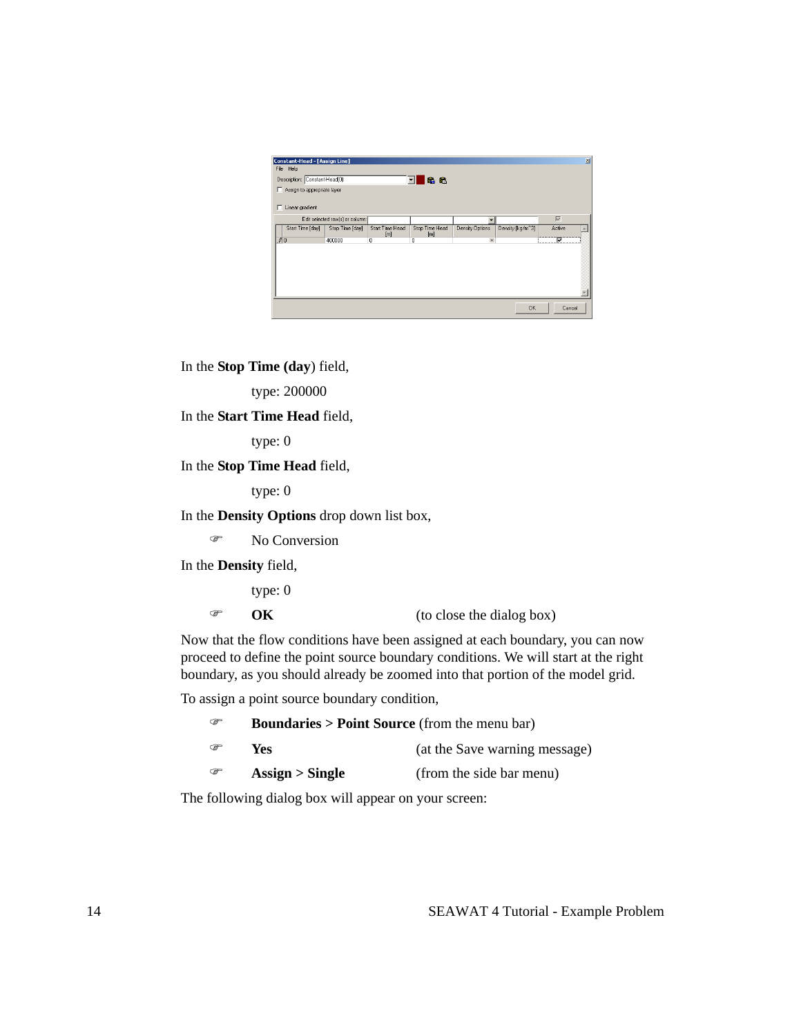In the **Stop Time (day**) field,

type: 200000

In the **Start Time Head** field,

type: 0

In the **Stop Time Head** field,

type: 0

In the **Density Options** drop down list box,

☞ No Conversion

In the **Density** field,

type: 0

☞ **OK** (to close the dialog box)

Now that the flow conditions have been assigned at each boundary, you can now proceed to define the point source boundary conditions. We will start at the right boundary, as you should already be zoomed into that portion of the model grid.

To assign a point source boundary condition,

☞ **Boundaries > Point Source** (from the menu bar)

☞ **Yes** (at the Save warning message)

☞ **Assign > Single** (from the side bar menu)

The following dialog box will appear on your screen: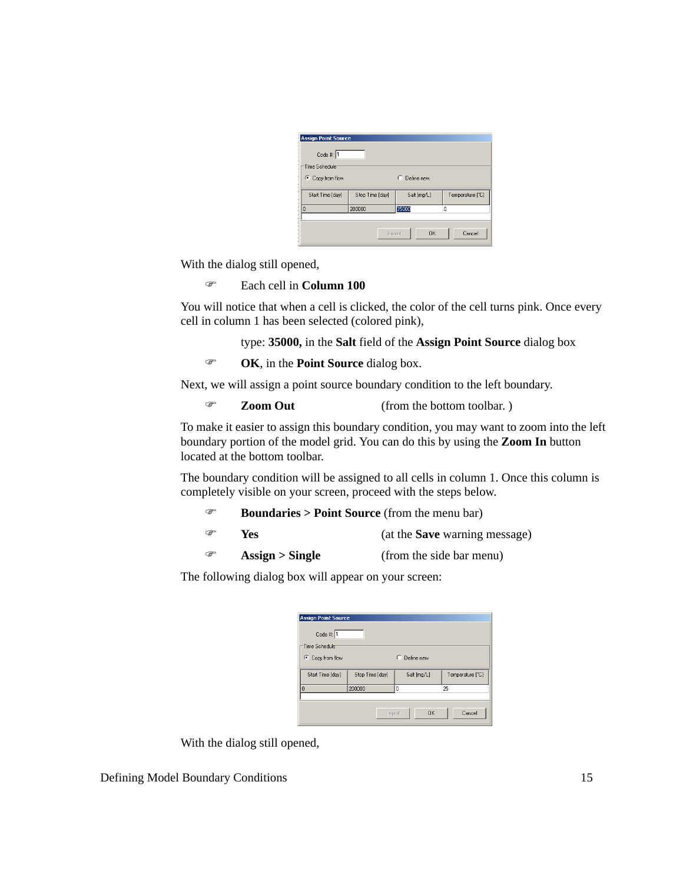With the dialog still opened,

☞ Each cell in **Column 100**

You will notice that when a cell is clicked, the color of the cell turns pink. Once every cell in column 1 has been selected (colored pink),

type: **35000,** in the **Salt** field of the **Assign Point Source** dialog box

☞ **OK**, in the **Point Source** dialog box.

Next, we will assign a point source boundary condition to the left boundary.

☞ **Zoom Out** (from the bottom toolbar. )

To make it easier to assign this boundary condition, you may want to zoom into the left boundary portion of the model grid. You can do this by using the **Zoom In** button located at the bottom toolbar.

The boundary condition will be assigned to all cells in column 1. Once this column is completely visible on your screen, proceed with the steps below.

☞ **Boundaries > Point Source** (from the menu bar)

☞ **Yes** (at the **Save** warning message)

☞ **Assign > Single** (from the side bar menu)

The following dialog box will appear on your screen:

With the dialog still opened,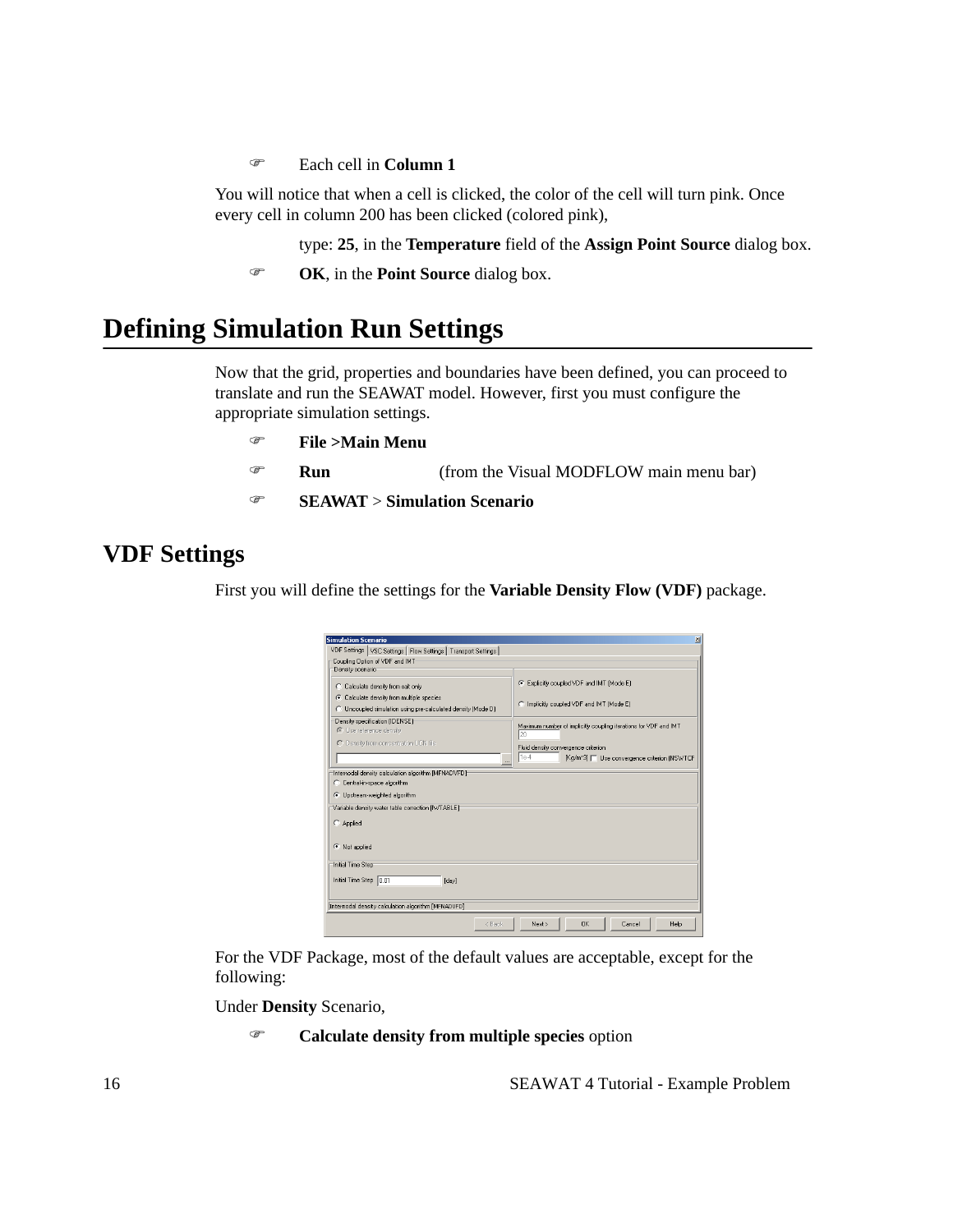- Each cell in **Column 1**

You will notice that when a cell is clicked, the color of the cell will turn pink. Once every cell in column 200 has been clicked (colored pink),

type: **25**, in the **Temperature** field of the **Assign Point Source** dialog box.

- **OK**, in the **Point Source** dialog box.

# Defining Simulation Run Settings

Now that the grid, properties and boundaries have been defined, you can proceed to translate and run the SEAWAT model. However, first you must configure the appropriate simulation settings.

- **File >Main Menu**
- **Run** (from the Visual MODFLOW main menu bar)
- **SEAWAT** > **Simulation Scenario**

## VDF Settings

First you will define the settings for the **Variable Density Flow (VDF)** package.

For the VDF Package, most of the default values are acceptable, except for the following:

Under **Density** Scenario,

- **Calculate density from multiple species** option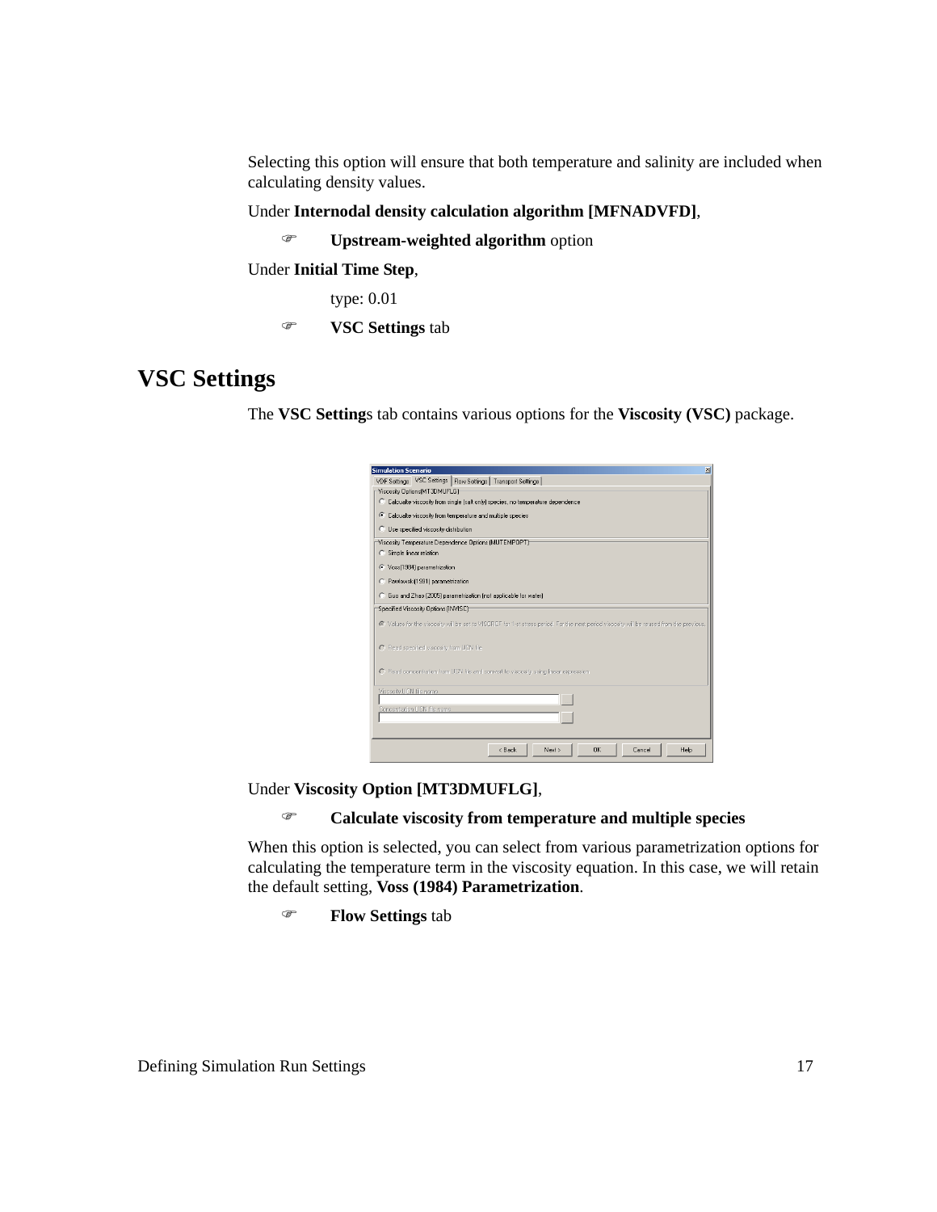Selecting this option will ensure that both temperature and salinity are included when calculating density values.

Under **Internodal density calculation algorithm [MFNADVFD]**,

☞ **Upstream-weighted algorithm** option

Under **Initial Time Step**,

type: 0.01

☞ **VSC Settings** tab

# VSC Settings

The **VSC Settings** tab contains various options for the **Viscosity (VSC)** package.

Under **Viscosity Option [MT3DMUFLG]**,

☞ **Calculate viscosity from temperature and multiple species**

When this option is selected, you can select from various parametrization options for calculating the temperature term in the viscosity equation. In this case, we will retain the default setting, **Voss (1984) Parametrization**.

☞ **Flow Settings** tab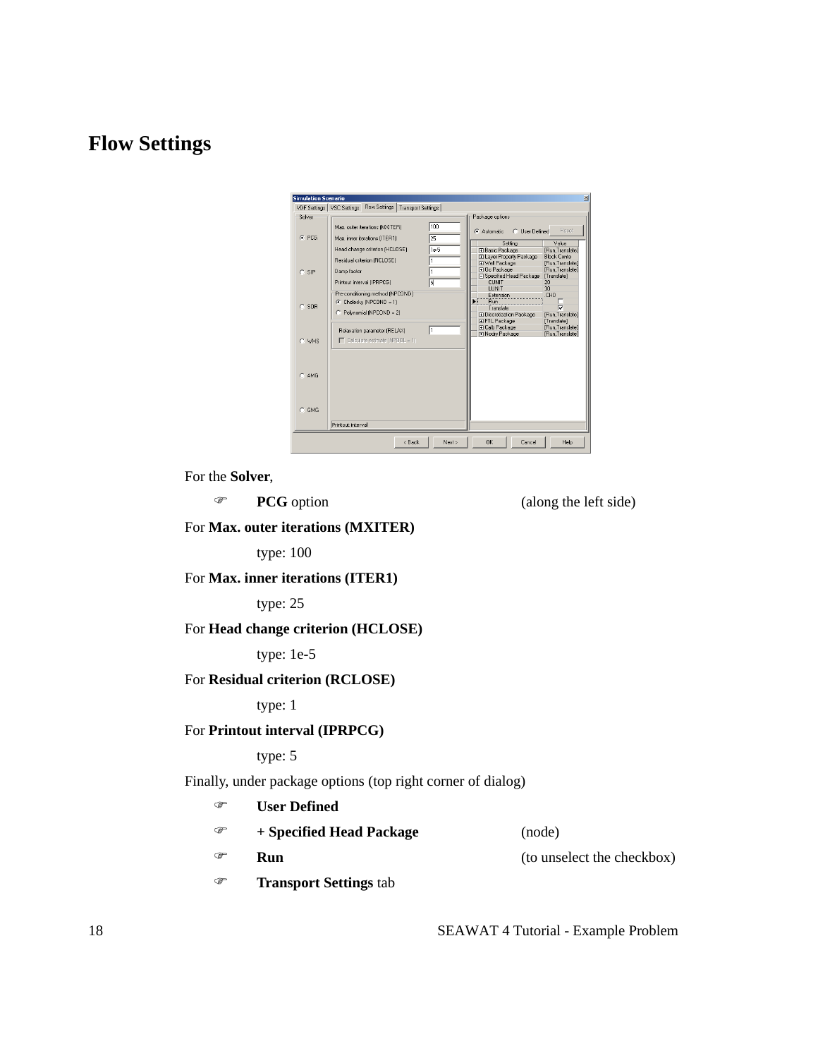## Flow Settings

For the **Solver**,

- **PCG** option (along the left side)

For **Max. outer iterations (MXITER)**

type: 100

For **Max. inner iterations (ITER1)**

type: 25

For **Head change criterion (HCLOSE)**

type: 1e-5

For **Residual criterion (RCLOSE)**

type: 1

For **Printout interval (IPRPCG)**

type: 5

Finally, under package options (top right corner of dialog)

- **User Defined**
- **+ Specified Head Package** (node)
- **Run** (to unselect the checkbox)
- **Transport Settings** tab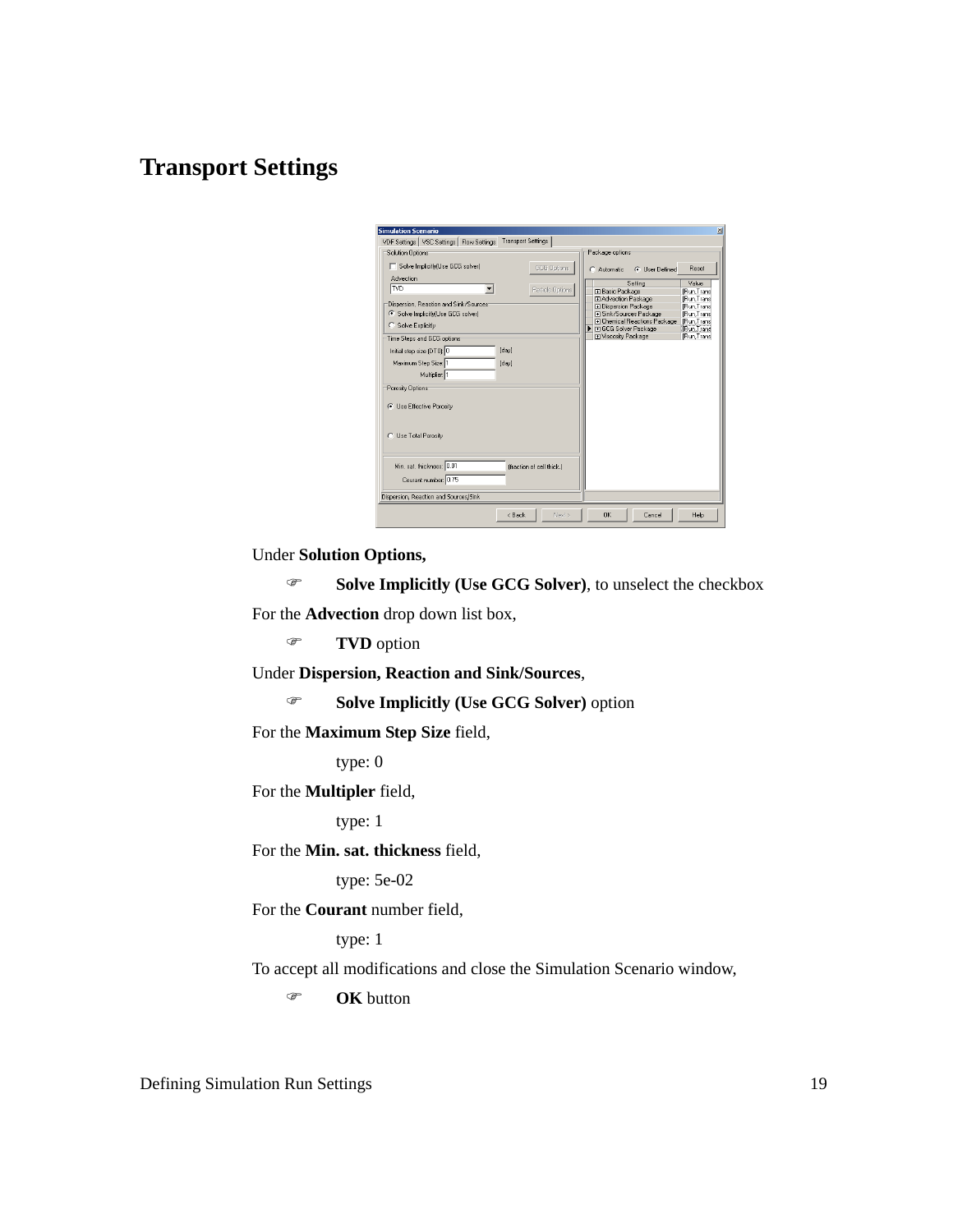# Transport Settings

Under **Solution Options,**

- **Solve Implicitly (Use GCG Solver)**, to unselect the checkbox

For the **Advection** drop down list box,

- **TVD** option

Under **Dispersion, Reaction and Sink/Sources**,

- **Solve Implicitly (Use GCG Solver)** option

For the **Maximum Step Size** field,

type: 0

For the **Multipler** field,

type: 1

For the **Min. sat. thickness** field,

type: 5e-02

For the **Courant** number field,

type: 1

To accept all modifications and close the Simulation Scenario window,

- **OK** button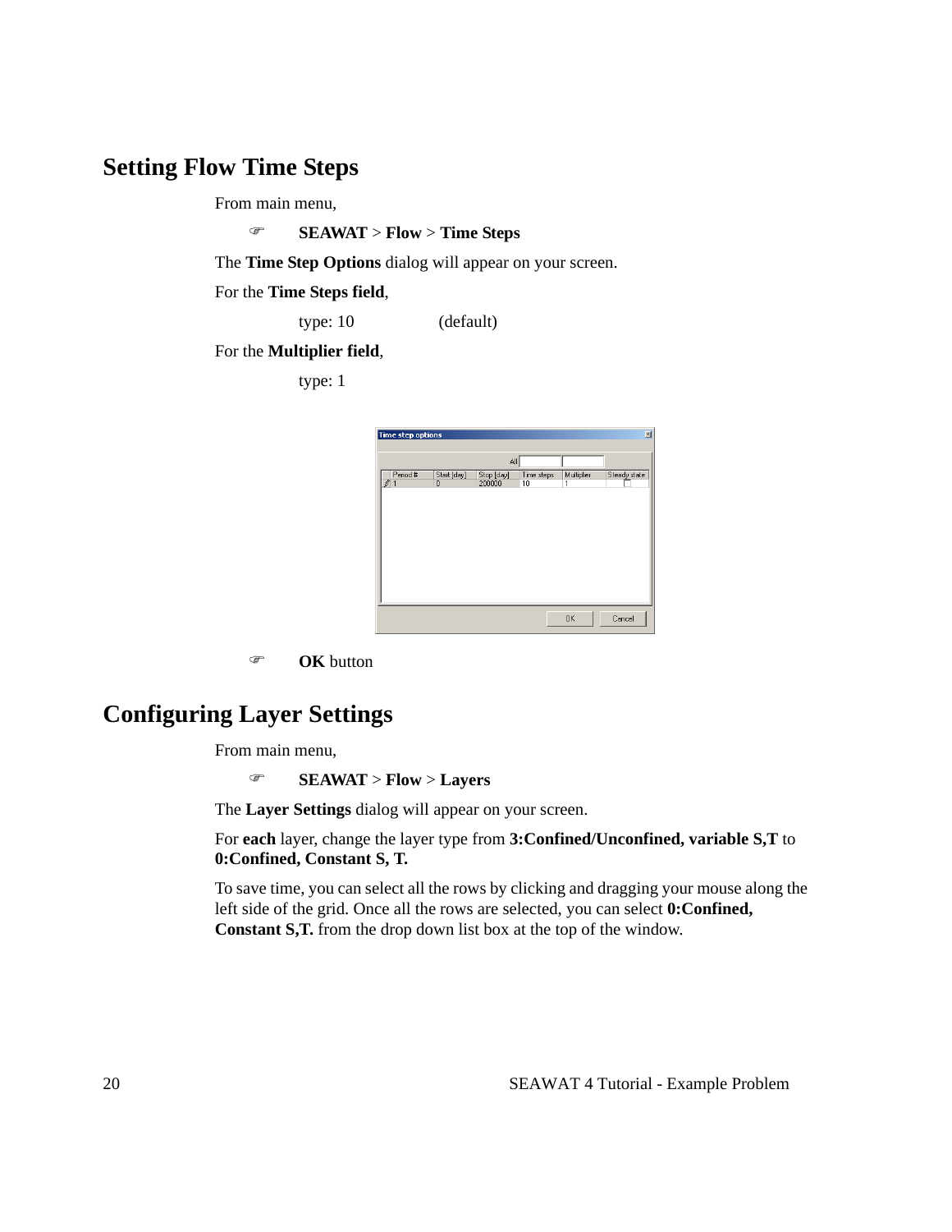## Setting Flow Time Steps

From main menu,

☞ **SEAWAT** > **Flow** > **Time Steps**

The **Time Step Options** dialog will appear on your screen.

For the **Time Steps field**,

type: 10 (default)

For the **Multiplier field**,

type: 1

☞ **OK** button

## Configuring Layer Settings

From main menu,

☞ **SEAWAT** > **Flow** > **Layers**

The **Layer Settings** dialog will appear on your screen.

For **each** layer, change the layer type from **3:Confined/Unconfined, variable S,T** to **0:Confined, Constant S, T.**

To save time, you can select all the rows by clicking and dragging your mouse along the left side of the grid. Once all the rows are selected, you can select **0:Confined, Constant S,T.** from the drop down list box at the top of the window.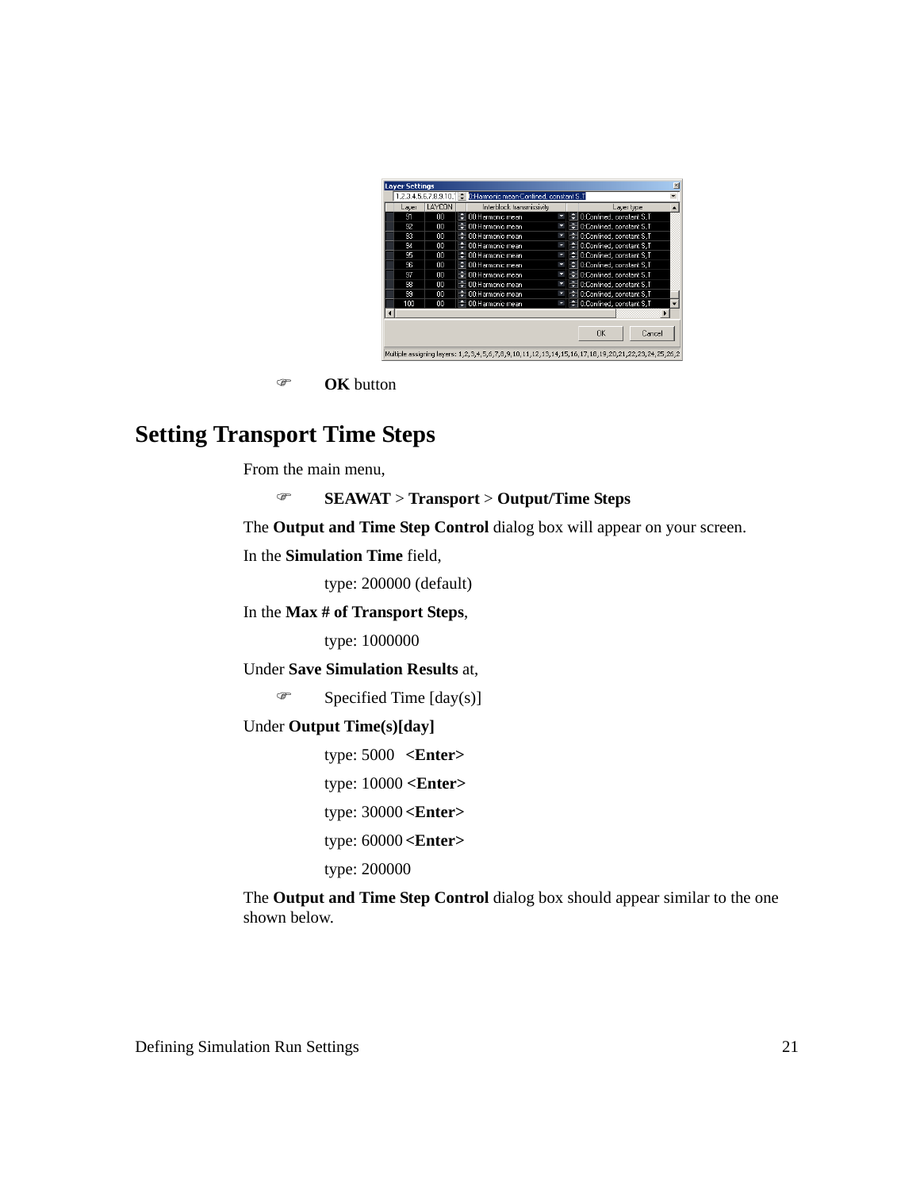☞ **OK** button

## Setting Transport Time Steps

From the main menu,

☞ **SEAWAT** > **Transport** > **Output/Time Steps**

The **Output and Time Step Control** dialog box will appear on your screen.

In the **Simulation Time** field,

type: 200000 (default)

In the **Max # of Transport Steps**,

type: 1000000

Under **Save Simulation Results** at,

☞ Specified Time [day(s)]

Under **Output Time(s)[day]**

type: 5000 **<Enter>**

type: 10000 **<Enter>**

type: 30000 **<Enter>**

type: 60000 **<Enter>**

type: 200000

The **Output and Time Step Control** dialog box should appear similar to the one shown below.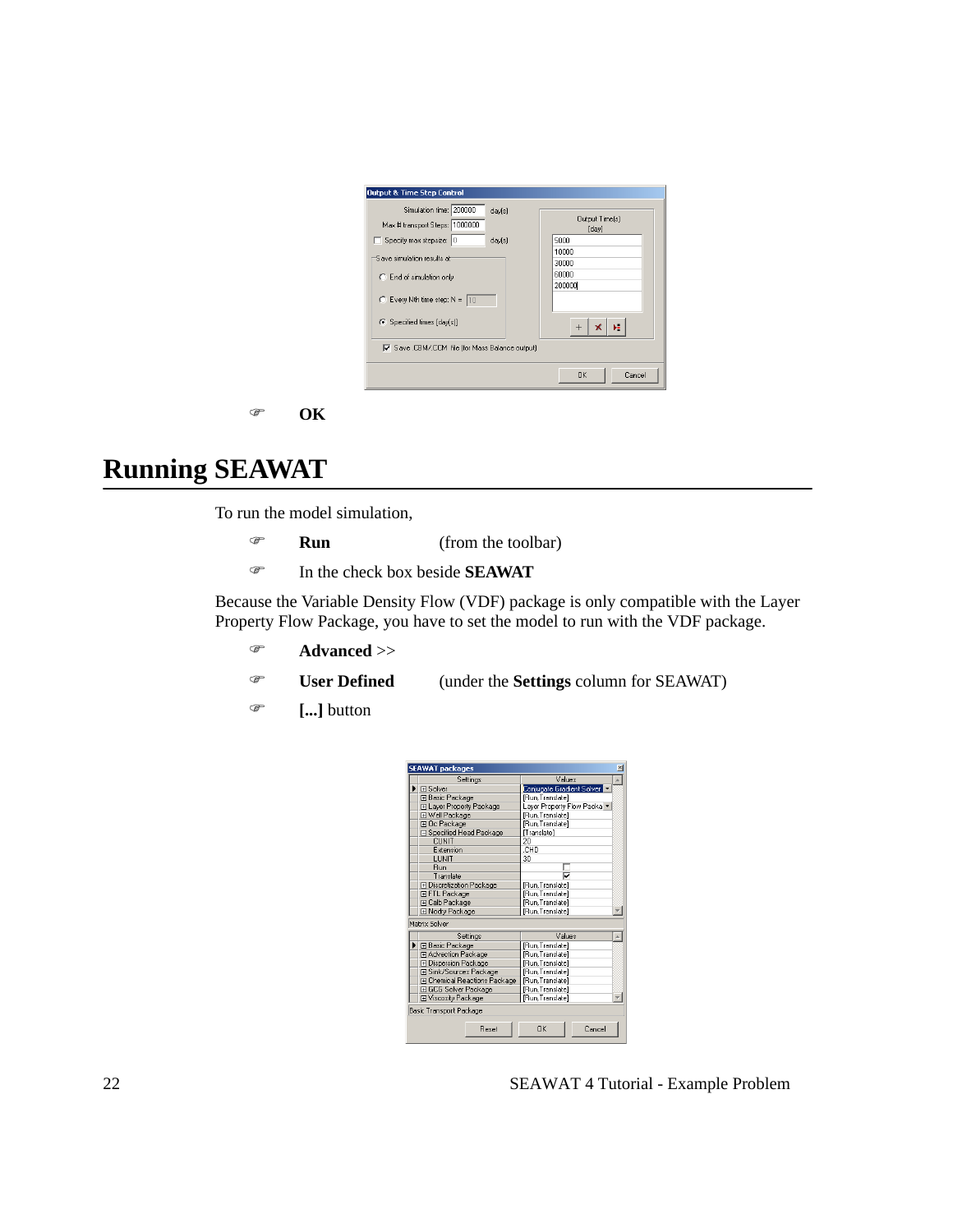☞ **OK**

# Running SEAWAT

To run the model simulation,

☞ **Run** (from the toolbar)

☞ In the check box beside **SEAWAT**

Because the Variable Density Flow (VDF) package is only compatible with the Layer Property Flow Package, you have to set the model to run with the VDF package.

☞ **Advanced** >>

☞ **User Defined** (under the **Settings** column for SEAWAT)

☞ **[...]** button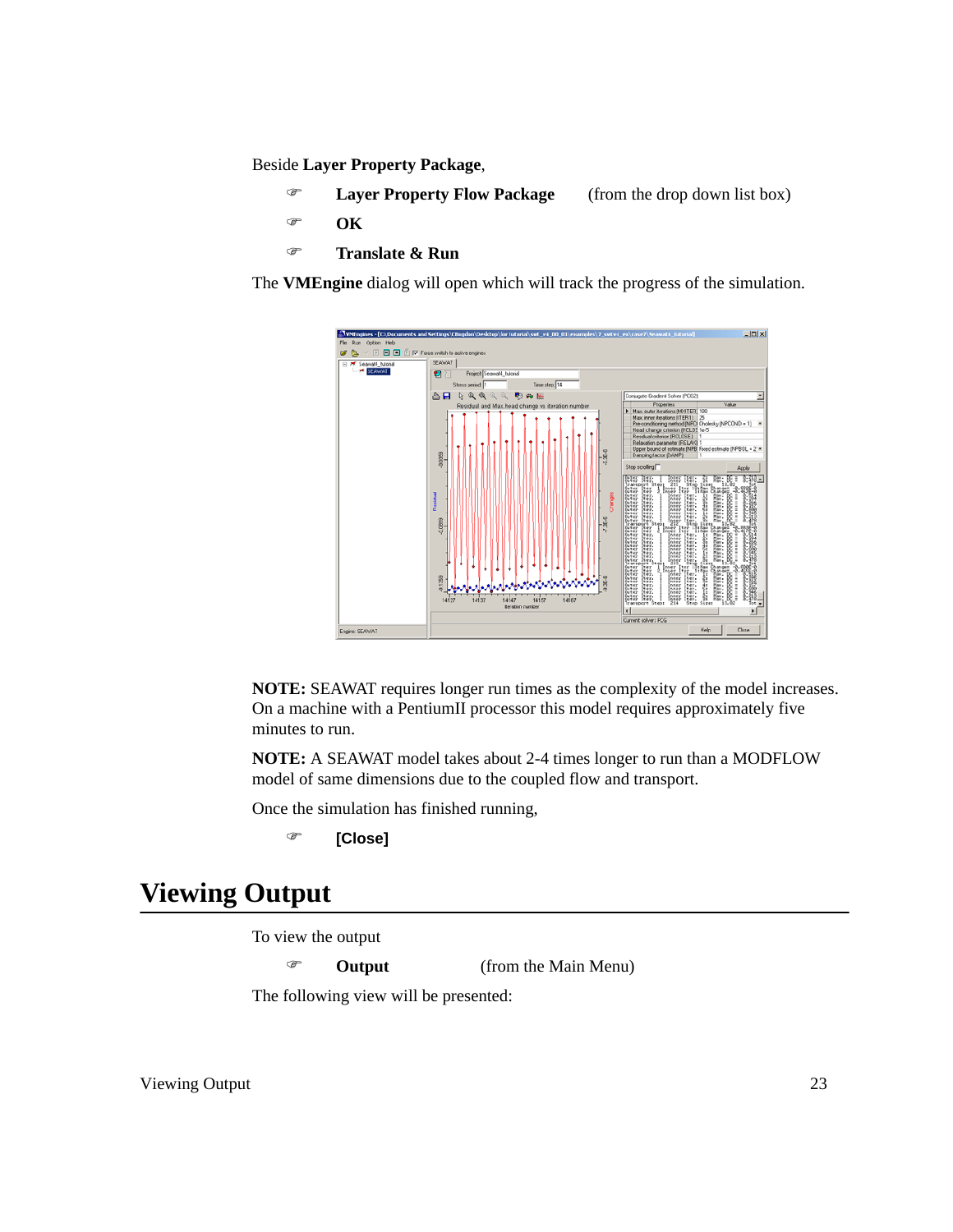Beside **Layer Property Package**,

- **Layer Property Flow Package** (from the drop down list box)
- **OK**
- **Translate & Run**

The **VMEngine** dialog will open which will track the progress of the simulation.

**NOTE:** SEAWAT requires longer run times as the complexity of the model increases. On a machine with a PentiumII processor this model requires approximately five minutes to run.

**NOTE:** A SEAWAT model takes about 2-4 times longer to run than a MODFLOW model of same dimensions due to the coupled flow and transport.

Once the simulation has finished running,

- **[Close]**

# Viewing Output

To view the output

- **Output** (from the Main Menu)

The following view will be presented: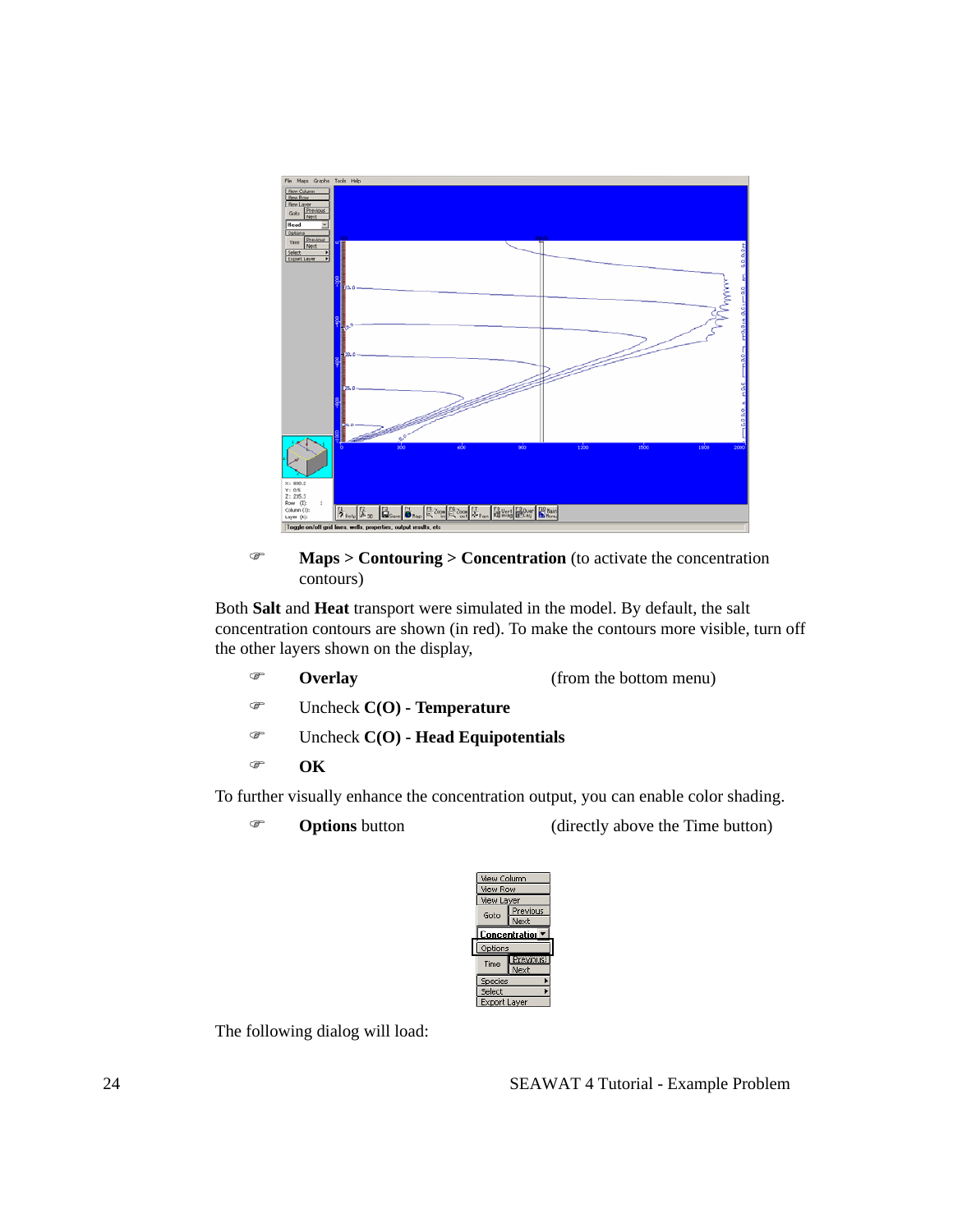☞ **Maps > Contouring > Concentration** (to activate the concentration contours)

Both **Salt** and **Heat** transport were simulated in the model. By default, the salt concentration contours are shown (in red). To make the contours more visible, turn off the other layers shown on the display,

☞ **Overlay** (from the bottom menu)

☞ Uncheck **C(O) - Temperature**

☞ Uncheck **C(O) - Head Equipotentials**

☞ **OK**

To further visually enhance the concentration output, you can enable color shading.

☞ **Options** button (directly above the Time button)

The following dialog will load: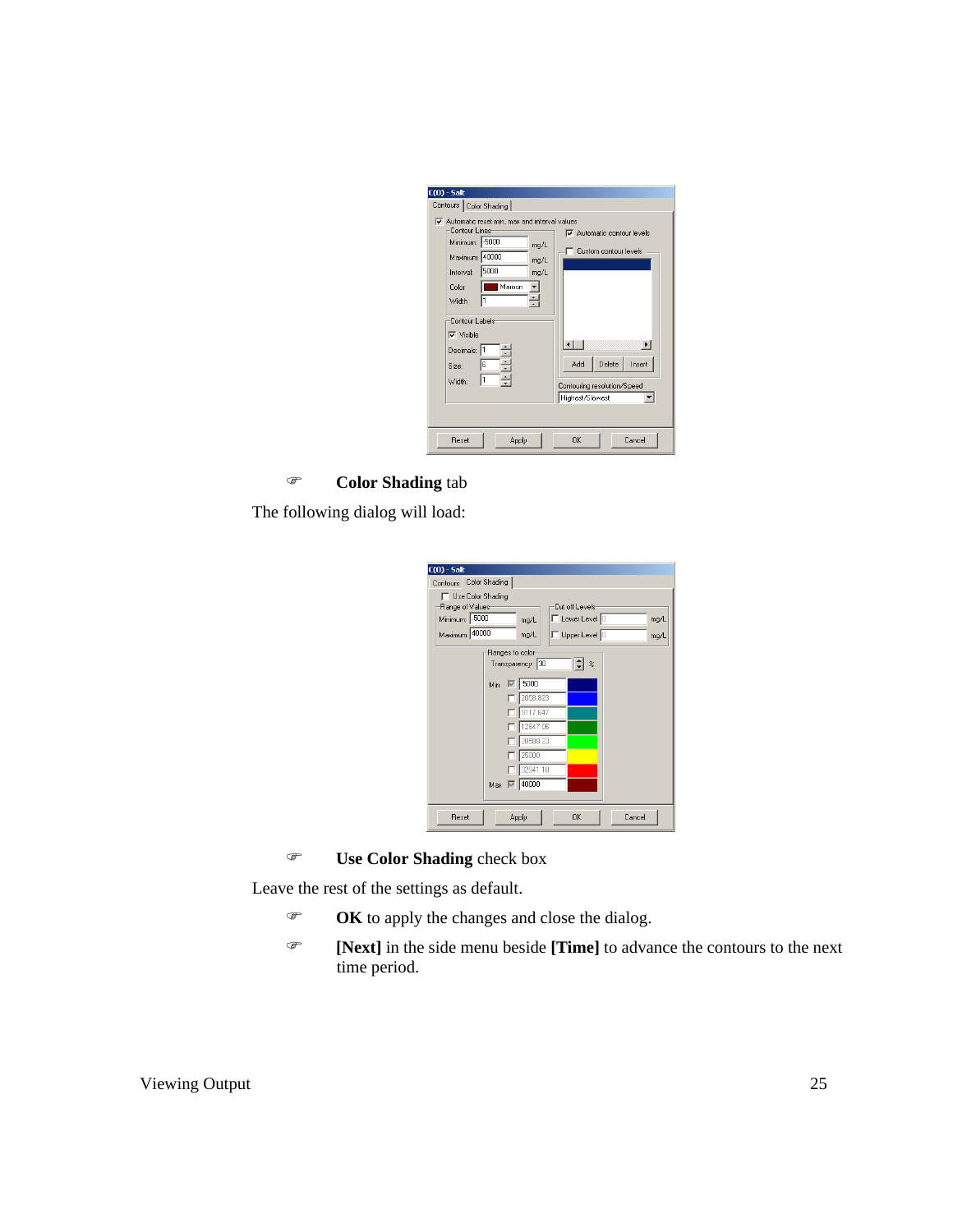☞ **Color Shading** tab

The following dialog will load:

☞ **Use Color Shading** check box

Leave the rest of the settings as default.

☞ **OK** to apply the changes and close the dialog.

☞ **[Next]** in the side menu beside **[Time]** to advance the contours to the next time period.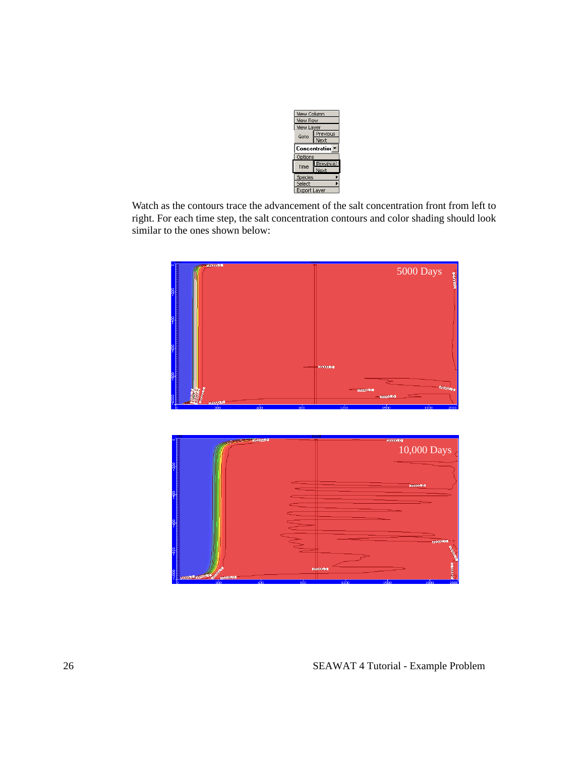Watch as the contours trace the advancement of the salt concentration front from left to right. For each time step, the salt concentration contours and color shading should look similar to the ones shown below: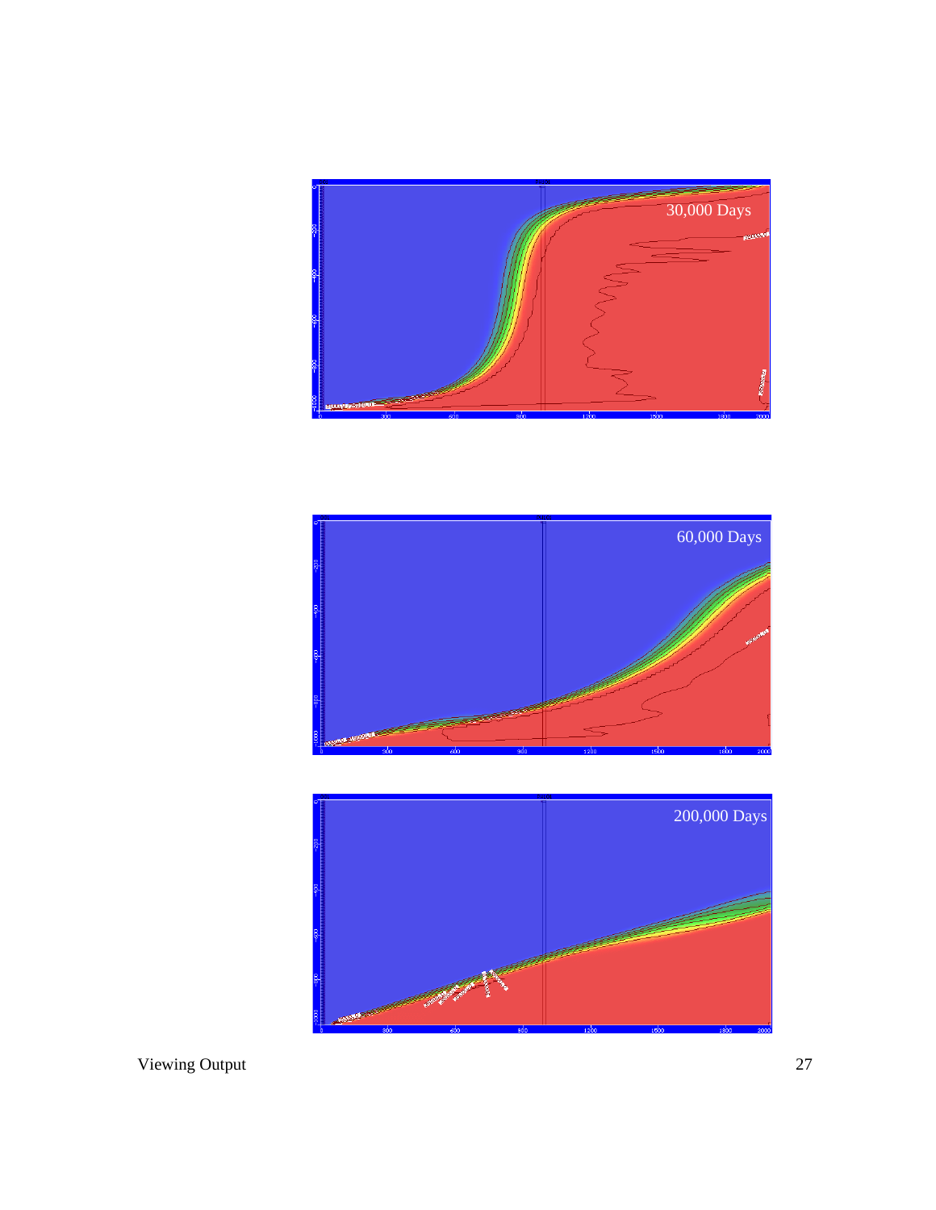30,000 Days

60,000 Days

200,000 Days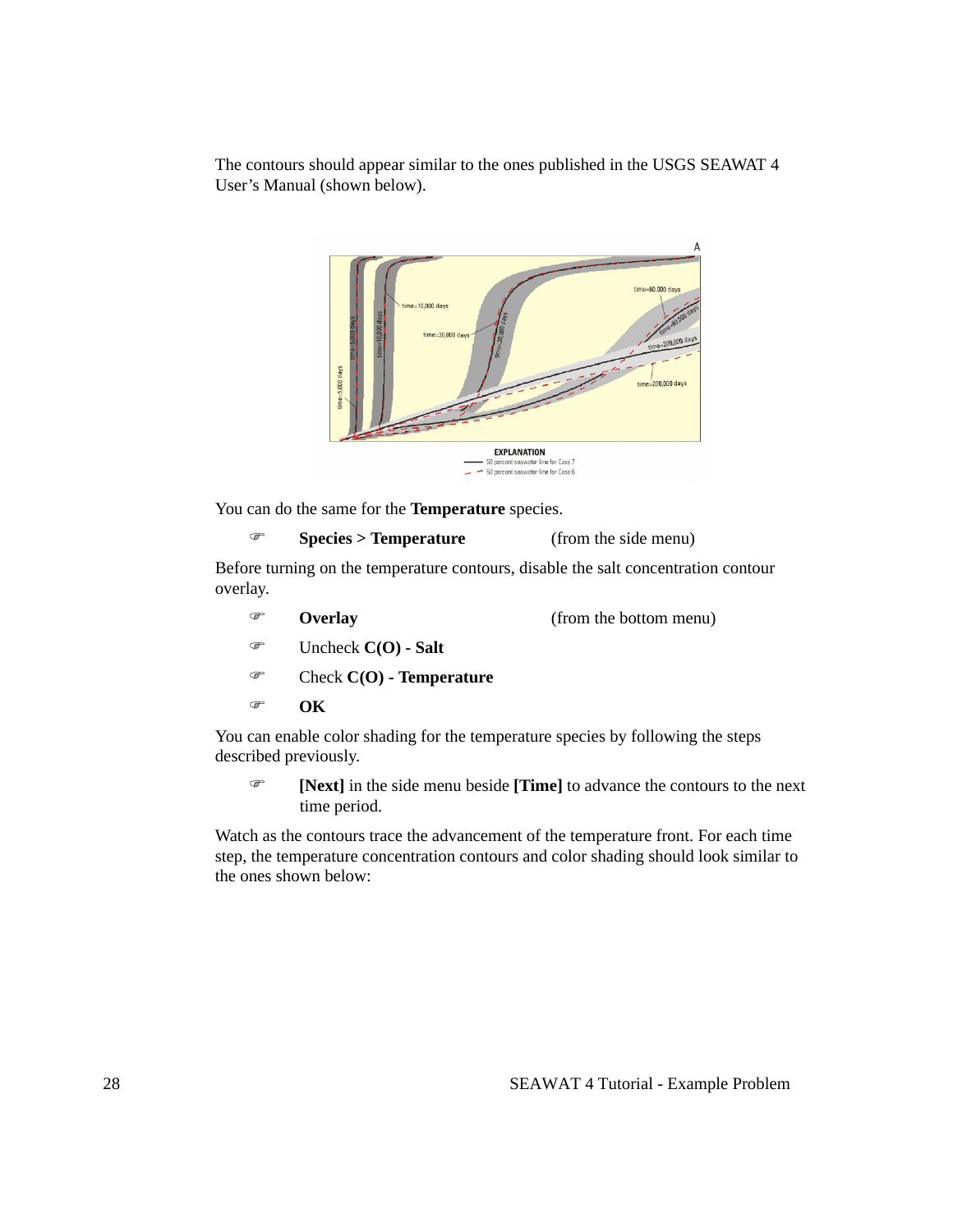The contours should appear similar to the ones published in the USGS SEAWAT 4 User's Manual (shown below).

You can do the same for the **Temperature** species.

☞ **Species > Temperature** (from the side menu)

Before turning on the temperature contours, disable the salt concentration contour overlay.

☞ **Overlay** (from the bottom menu)

☞ Uncheck **C(O) - Salt**

☞ Check **C(O) - Temperature**

☞ **OK**

You can enable color shading for the temperature species by following the steps described previously.

☞ **[Next]** in the side menu beside **[Time]** to advance the contours to the next time period.

Watch as the contours trace the advancement of the temperature front. For each time step, the temperature concentration contours and color shading should look similar to the ones shown below: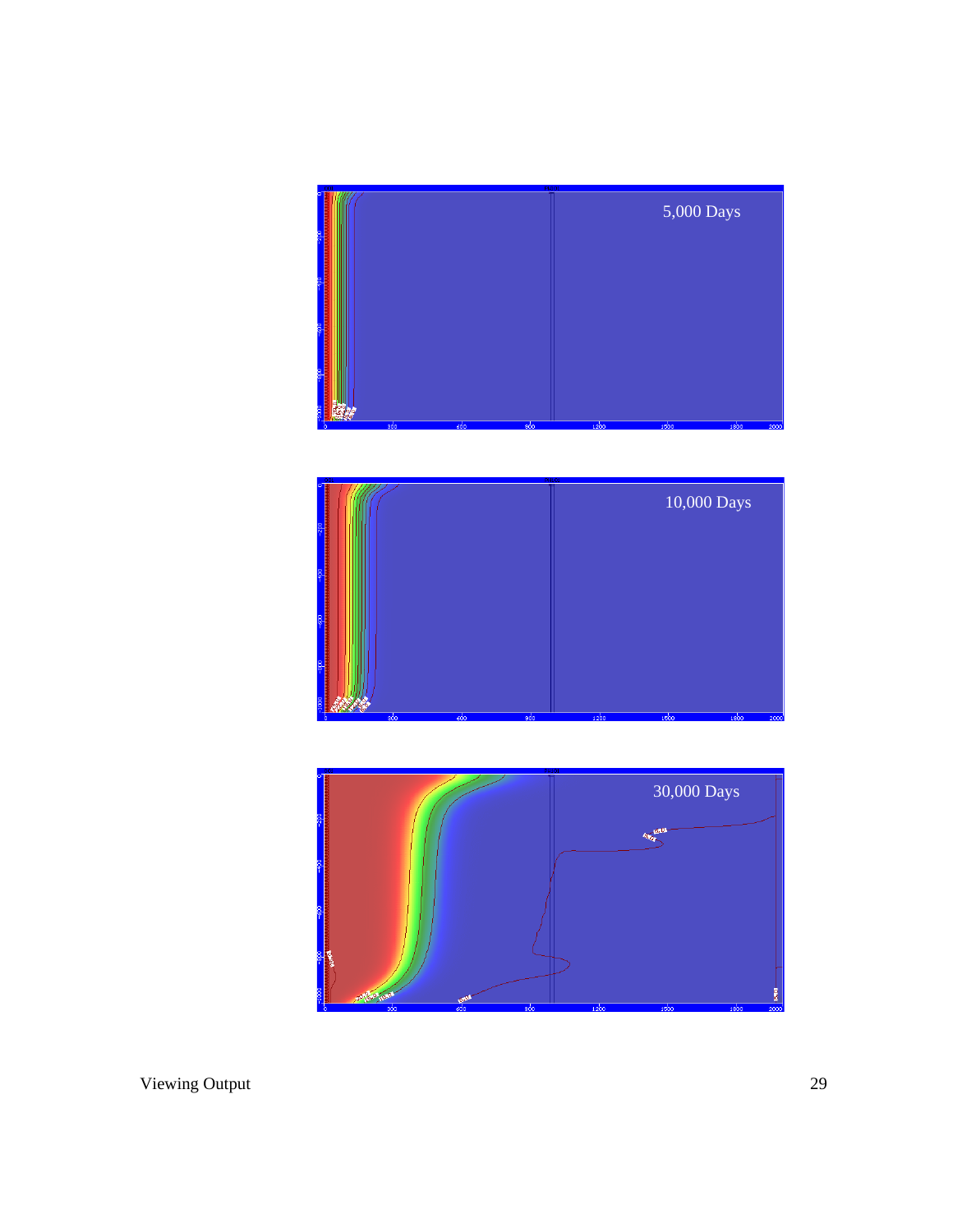5,000 Days

10,000 Days

30,000 Days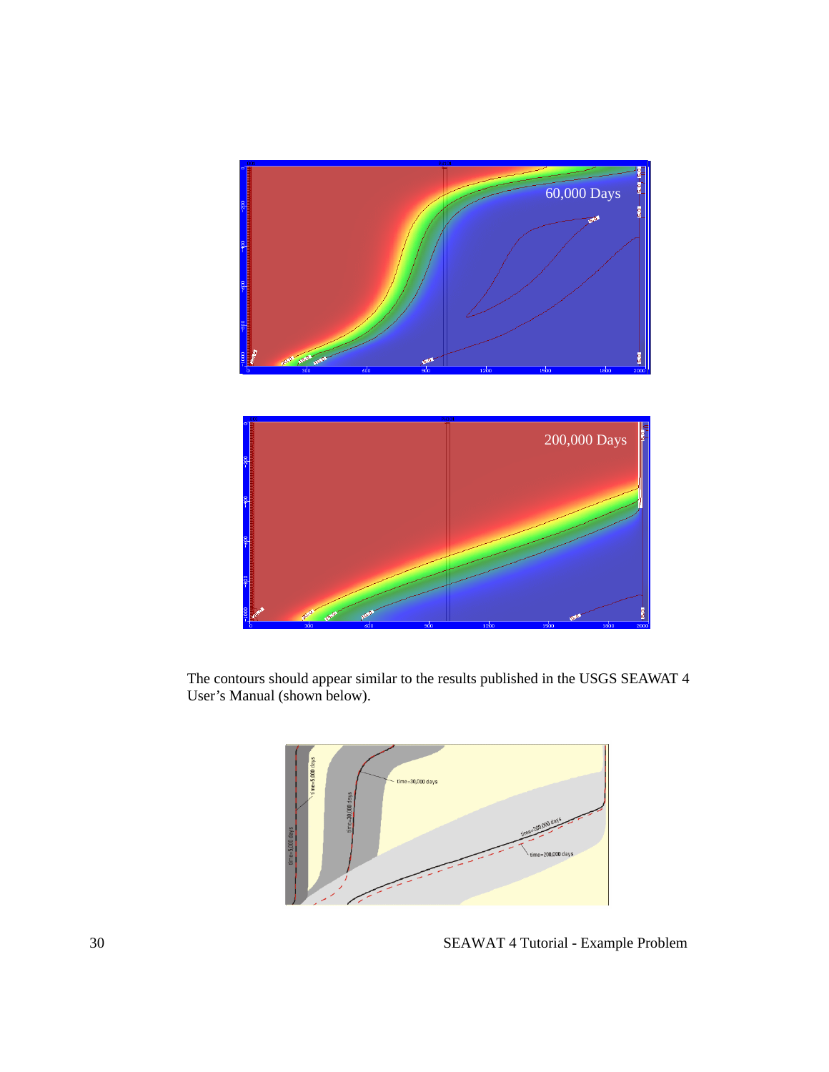The contours should appear similar to the results published in the USGS SEAWAT 4 User's Manual (shown below).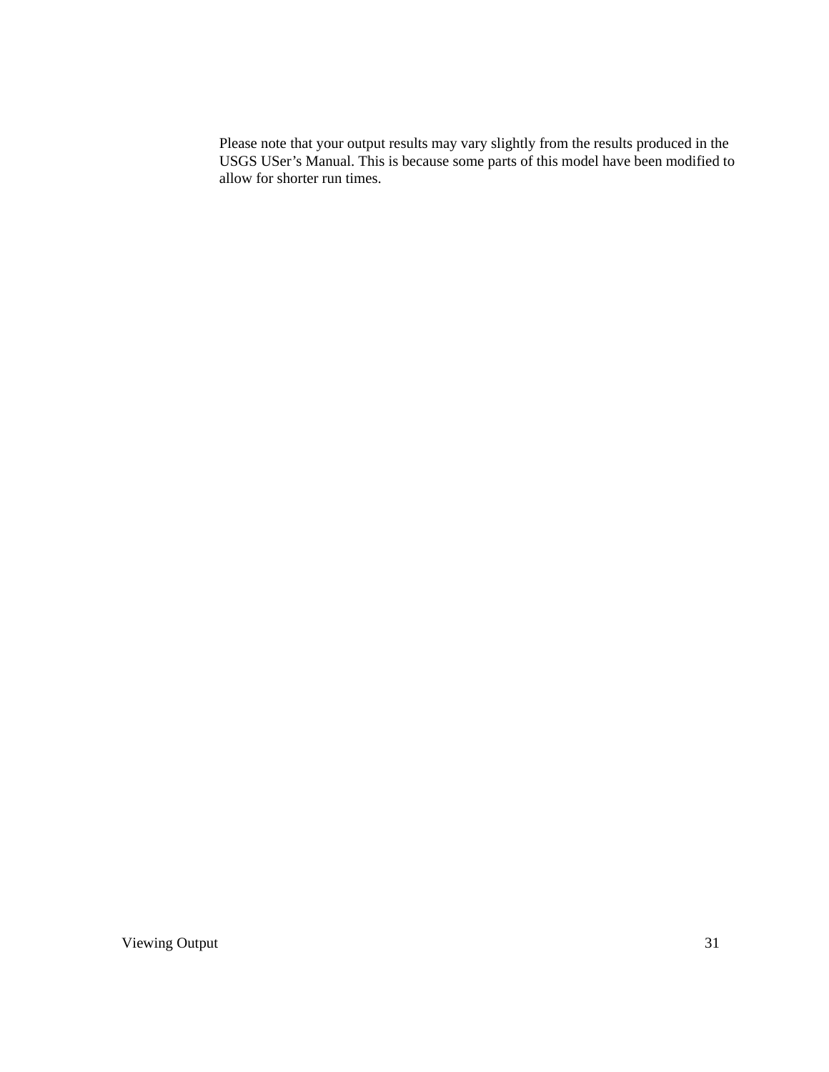Please note that your output results may vary slightly from the results produced in the USGS USer’s Manual. This is because some parts of this model have been modified to allow for shorter run times.